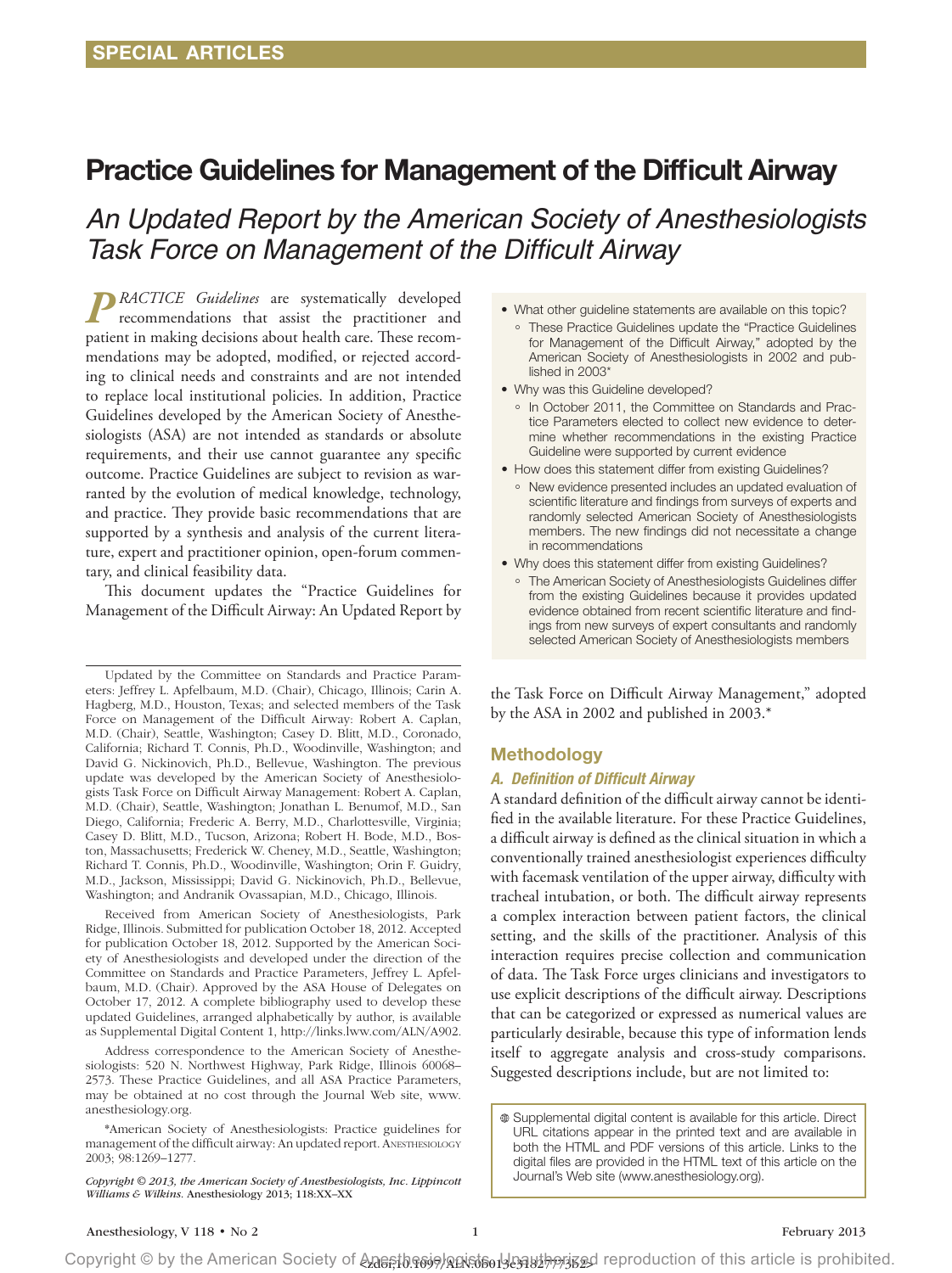SPECIAL ARTICLES

# Practice Guidelines for Management of the Difficult Airway

## *An Updated Report by the American Society of Anesthesiologists Task Force on Management of the Difficult Airway*

*PRACTICE Guidelines* are systematically developed recommendations that assist the practitioner and patient in making decisions about health care. These recommendations may be adopted, modified, or rejected according to clinical needs and constraints and are not intended to replace local institutional policies. In addition, Practice Guidelines developed by the American Society of Anesthesiologists (ASA) are not intended as standards or absolute requirements, and their use cannot guarantee any specific outcome. Practice Guidelines are subject to revision as warranted by the evolution of medical knowledge, technology, and practice. They provide basic recommendations that are supported by a synthesis and analysis of the current literature, expert and practitioner opinion, open-forum commentary, and clinical feasibility data.

This document updates the "Practice Guidelines for Management of the Difficult Airway: An Updated Report by the Task Force on Difficult Airway Management," adopted by the ASA in 2002 and published in 2003.*

- What other guideline statements are available on this topic?
  - These Practice Guidelines update the "Practice Guidelines for Management of the Difficult Airway," adopted by the American Society of Anesthesiologists in 2002 and published in 2003*
- Why was this Guideline developed?
  - In October 2011, the Committee on Standards and Practice Parameters elected to collect new evidence to determine whether recommendations in the existing Practice Guideline were supported by current evidence
- How does this statement differ from existing Guidelines?
  - New evidence presented includes an updated evaluation of scientific literature and findings from surveys of experts and randomly selected American Society of Anesthesiologists members. The new findings did not necessitate a change in recommendations
- Why does this statement differ from existing Guidelines?
  - The American Society of Anesthesiologists Guidelines differ from the existing Guidelines because it provides updated evidence obtained from recent scientific literature and findings from new surveys of expert consultants and randomly selected American Society of Anesthesiologists members

## Methodology

### *A. Definition of Difficult Airway*

A standard definition of the difficult airway cannot be identified in the available literature. For these Practice Guidelines, a difficult airway is defined as the clinical situation in which a conventionally trained anesthesiologist experiences difficulty with facemask ventilation of the upper airway, difficulty with tracheal intubation, or both. The difficult airway represents a complex interaction between patient factors, the clinical setting, and the skills of the practitioner. Analysis of this interaction requires precise collection and communication of data. The Task Force urges clinicians and investigators to use explicit descriptions of the difficult airway. Descriptions that can be categorized or expressed as numerical values are particularly desirable, because this type of information lends itself to aggregate analysis and cross-study comparisons. Suggested descriptions include, but are not limited to:

---

Updated by the Committee on Standards and Practice Parameters: Jeffrey L. Apfelbaum, M.D. (Chair), Chicago, Illinois; Carin A. Hagberg, M.D., Houston, Texas; and selected members of the Task Force on Management of the Difficult Airway: Robert A. Caplan, M.D. (Chair), Seattle, Washington; Casey D. Blitt, M.D., Coronado, California; Richard T. Connis, Ph.D., Woodinville, Washington; and David G. Nickinovich, Ph.D., Bellevue, Washington. The previous update was developed by the American Society of Anesthesiologists Task Force on Difficult Airway Management: Robert A. Caplan, M.D. (Chair), Seattle, Washington; Jonathan L. Benumof, M.D., San Diego, California; Frederic A. Berry, M.D., Charlottesville, Virginia; Casey D. Blitt, M.D., Tucson, Arizona; Robert H. Bode, M.D., Boston, Massachusetts; Frederick W. Cheney, M.D., Seattle, Washington; Richard T. Connis, Ph.D., Woodinville, Washington; Orin F. Guidry, M.D., Jackson, Mississippi; David G. Nickinovich, Ph.D., Bellevue, Washington; and Andranik Ovassapian, M.D., Chicago, Illinois.

Received from American Society of Anesthesiologists, Park Ridge, Illinois. Submitted for publication October 18, 2012. Accepted for publication October 18, 2012. Supported by the American Society of Anesthesiologists and developed under the direction of the Committee on Standards and Practice Parameters, Jeffrey L. Apfelbaum, M.D. (Chair). Approved by the ASA House of Delegates on October 17, 2012. A complete bibliography used to develop these updated Guidelines, arranged alphabetically by author, is available as Supplemental Digital Content 1, http://links.lww.com/ALN/A902.

Address correspondence to the American Society of Anesthesiologists: 520 N. Northwest Highway, Park Ridge, Illinois 60068–2573. These Practice Guidelines, and all ASA Practice Parameters, may be obtained at no cost through the Journal Web site, www.anesthesiology.org.

\*American Society of Anesthesiologists: Practice guidelines for management of the difficult airway: An updated report. ANESTHESIOLOGY 2003; 98:1269–1277.

*Copyright © 2013, the American Society of Anesthesiologists, Inc. Lippincott Williams & Wilkins.* Anesthesiology 2013; 118:XX–XX

⊕ Supplemental digital content is available for this article. Direct URL citations appear in the printed text and are available in both the HTML and PDF versions of this article. Links to the digital files are provided in the HTML text of this article on the Journal's Web site (www.anesthesiology.org).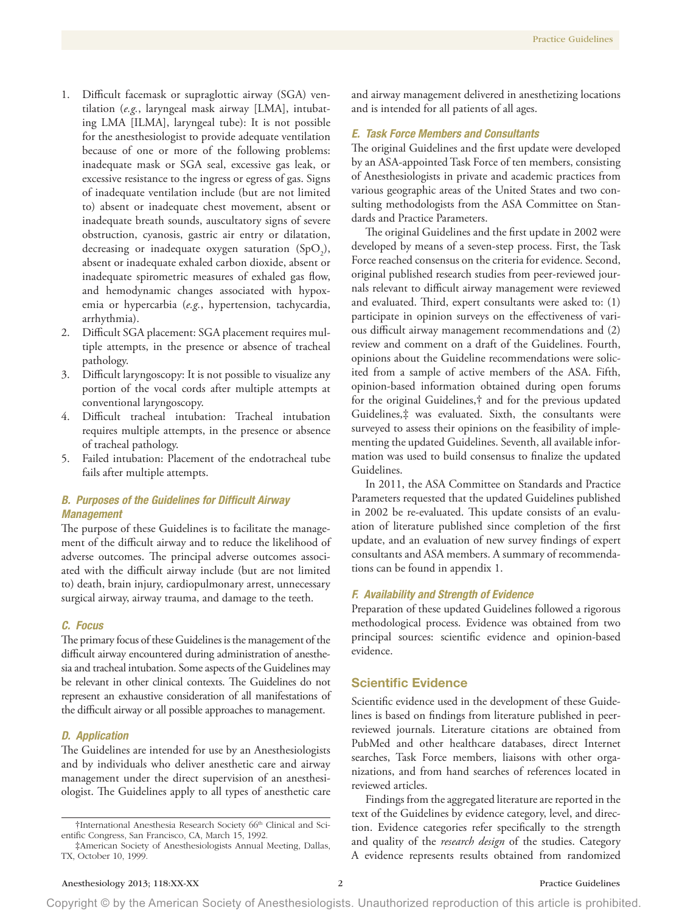1. Difficult facemask or supraglottic airway (SGA) ventilation (*e.g.*, laryngeal mask airway [LMA], intubating LMA [ILMA], laryngeal tube): It is not possible for the anesthesiologist to provide adequate ventilation because of one or more of the following problems: inadequate mask or SGA seal, excessive gas leak, or excessive resistance to the ingress or egress of gas. Signs of inadequate ventilation include (but are not limited to) absent or inadequate chest movement, absent or inadequate breath sounds, auscultatory signs of severe obstruction, cyanosis, gastric air entry or dilatation, decreasing or inadequate oxygen saturation ($SpO_2$), absent or inadequate exhaled carbon dioxide, absent or inadequate spirometric measures of exhaled gas flow, and hemodynamic changes associated with hypoxemia or hypercarbia (*e.g.*, hypertension, tachycardia, arrhythmia).
2. Difficult SGA placement: SGA placement requires multiple attempts, in the presence or absence of tracheal pathology.
3. Difficult laryngoscopy: It is not possible to visualize any portion of the vocal cords after multiple attempts at conventional laryngoscopy.
4. Difficult tracheal intubation: Tracheal intubation requires multiple attempts, in the presence or absence of tracheal pathology.
5. Failed intubation: Placement of the endotracheal tube fails after multiple attempts.

### B. Purposes of the Guidelines for Difficult Airway Management

The purpose of these Guidelines is to facilitate the management of the difficult airway and to reduce the likelihood of adverse outcomes. The principal adverse outcomes associated with the difficult airway include (but are not limited to) death, brain injury, cardiopulmonary arrest, unnecessary surgical airway, airway trauma, and damage to the teeth.

### C. Focus

The primary focus of these Guidelines is the management of the difficult airway encountered during administration of anesthesia and tracheal intubation. Some aspects of the Guidelines may be relevant in other clinical contexts. The Guidelines do not represent an exhaustive consideration of all manifestations of the difficult airway or all possible approaches to management.

### D. Application

The Guidelines are intended for use by an Anesthesiologists and by individuals who deliver anesthetic care and airway management under the direct supervision of an anesthesiologist. The Guidelines apply to all types of anesthetic care and airway management delivered in anesthetizing locations and is intended for all patients of all ages.

### E. Task Force Members and Consultants

The original Guidelines and the first update were developed by an ASA-appointed Task Force of ten members, consisting of Anesthesiologists in private and academic practices from various geographic areas of the United States and two consulting methodologists from the ASA Committee on Standards and Practice Parameters.

The original Guidelines and the first update in 2002 were developed by means of a seven-step process. First, the Task Force reached consensus on the criteria for evidence. Second, original published research studies from peer-reviewed journals relevant to difficult airway management were reviewed and evaluated. Third, expert consultants were asked to: (1) participate in opinion surveys on the effectiveness of various difficult airway management recommendations and (2) review and comment on a draft of the Guidelines. Fourth, opinions about the Guideline recommendations were solicited from a sample of active members of the ASA. Fifth, opinion-based information obtained during open forums for the original Guidelines,† and for the previous updated Guidelines,‡ was evaluated. Sixth, the consultants were surveyed to assess their opinions on the feasibility of implementing the updated Guidelines. Seventh, all available information was used to build consensus to finalize the updated Guidelines.

In 2011, the ASA Committee on Standards and Practice Parameters requested that the updated Guidelines published in 2002 be re-evaluated. This update consists of an evaluation of literature published since completion of the first update, and an evaluation of new survey findings of expert consultants and ASA members. A summary of recommendations can be found in appendix 1.

### F. Availability and Strength of Evidence

Preparation of these updated Guidelines followed a rigorous methodological process. Evidence was obtained from two principal sources: scientific evidence and opinion-based evidence.

## Scientific Evidence

Scientific evidence used in the development of these Guidelines is based on findings from literature published in peer-reviewed journals. Literature citations are obtained from PubMed and other healthcare databases, direct Internet searches, Task Force members, liaisons with other organizations, and from hand searches of references located in reviewed articles.

Findings from the aggregated literature are reported in the text of the Guidelines by evidence category, level, and direction. Evidence categories refer specifically to the strength and quality of the *research design* of the studies. Category A evidence represents results obtained from randomized

†International Anesthesia Research Society 66th Clinical and Scientific Congress, San Francisco, CA, March 15, 1992.

‡American Society of Anesthesiologists Annual Meeting, Dallas, TX, October 10, 1999.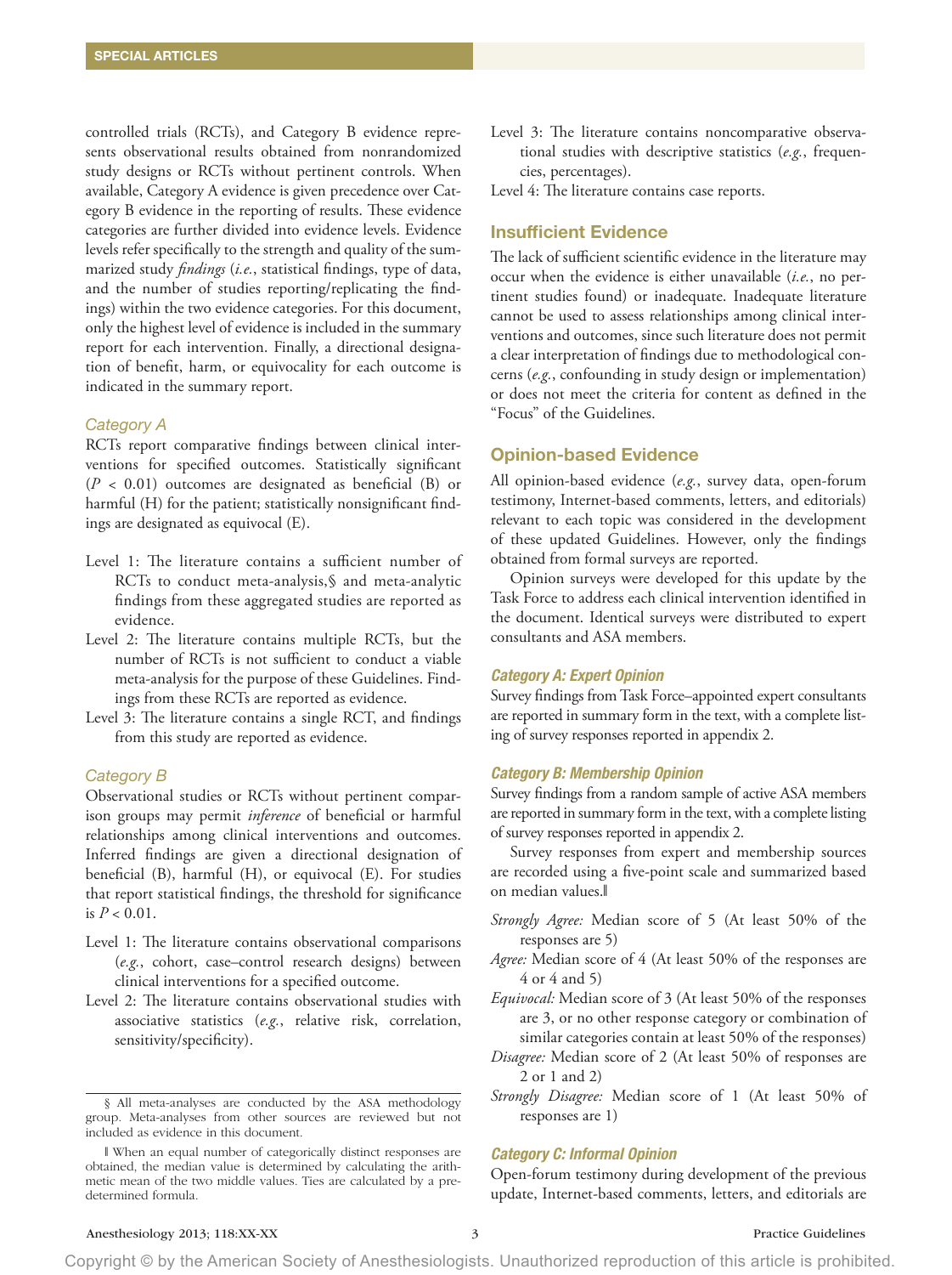controlled trials (RCTs), and Category B evidence represents observational results obtained from nonrandomized study designs or RCTs without pertinent controls. When available, Category A evidence is given precedence over Category B evidence in the reporting of results. These evidence categories are further divided into evidence levels. Evidence levels refer specifically to the strength and quality of the summarized study *findings* (*i.e.*, statistical findings, type of data, and the number of studies reporting/replicating the findings) within the two evidence categories. For this document, only the highest level of evidence is included in the summary report for each intervention. Finally, a directional designation of benefit, harm, or equivocality for each outcome is indicated in the summary report.

### *Category A*

RCTs report comparative findings between clinical interventions for specified outcomes. Statistically significant ($P < 0.01$) outcomes are designated as beneficial (B) or harmful (H) for the patient; statistically nonsignificant findings are designated as equivocal (E).

- Level 1: The literature contains a sufficient number of RCTs to conduct meta-analysis,§ and meta-analytic findings from these aggregated studies are reported as evidence.
- Level 2: The literature contains multiple RCTs, but the number of RCTs is not sufficient to conduct a viable meta-analysis for the purpose of these Guidelines. Findings from these RCTs are reported as evidence.
- Level 3: The literature contains a single RCT, and findings from this study are reported as evidence.

### *Category B*

Observational studies or RCTs without pertinent comparison groups may permit *inference* of beneficial or harmful relationships among clinical interventions and outcomes. Inferred findings are given a directional designation of beneficial (B), harmful (H), or equivocal (E). For studies that report statistical findings, the threshold for significance is $P < 0.01$.

- Level 1: The literature contains observational comparisons (*e.g.*, cohort, case–control research designs) between clinical interventions for a specified outcome.
- Level 2: The literature contains observational studies with associative statistics (*e.g.*, relative risk, correlation, sensitivity/specificity).
- Level 3: The literature contains noncomparative observational studies with descriptive statistics (*e.g.*, frequencies, percentages).
- Level 4: The literature contains case reports.

## Insufficient Evidence

The lack of sufficient scientific evidence in the literature may occur when the evidence is either unavailable (*i.e.*, no pertinent studies found) or inadequate. Inadequate literature cannot be used to assess relationships among clinical interventions and outcomes, since such literature does not permit a clear interpretation of findings due to methodological concerns (*e.g.*, confounding in study design or implementation) or does not meet the criteria for content as defined in the "Focus" of the Guidelines.

## Opinion-based Evidence

All opinion-based evidence (*e.g.*, survey data, open-forum testimony, Internet-based comments, letters, and editorials) relevant to each topic was considered in the development of these updated Guidelines. However, only the findings obtained from formal surveys are reported.

Opinion surveys were developed for this update by the Task Force to address each clinical intervention identified in the document. Identical surveys were distributed to expert consultants and ASA members.

### *Category A: Expert Opinion*

Survey findings from Task Force–appointed expert consultants are reported in summary form in the text, with a complete listing of survey responses reported in appendix 2.

### *Category B: Membership Opinion*

Survey findings from a random sample of active ASA members are reported in summary form in the text, with a complete listing of survey responses reported in appendix 2.

Survey responses from expert and membership sources are recorded using a five-point scale and summarized based on median values.‖

- *Strongly Agree:* Median score of 5 (At least 50% of the responses are 5)
- *Agree:* Median score of 4 (At least 50% of the responses are 4 or 4 and 5)
- *Equivocal:* Median score of 3 (At least 50% of the responses are 3, or no other response category or combination of similar categories contain at least 50% of the responses)
- *Disagree:* Median score of 2 (At least 50% of responses are 2 or 1 and 2)
- *Strongly Disagree:* Median score of 1 (At least 50% of responses are 1)

### *Category C: Informal Opinion*

Open-forum testimony during development of the previous update, Internet-based comments, letters, and editorials are

§ All meta-analyses are conducted by the ASA methodology group. Meta-analyses from other sources are reviewed but not included as evidence in this document.

‖ When an equal number of categorically distinct responses are obtained, the median value is determined by calculating the arithmetic mean of the two middle values. Ties are calculated by a predetermined formula.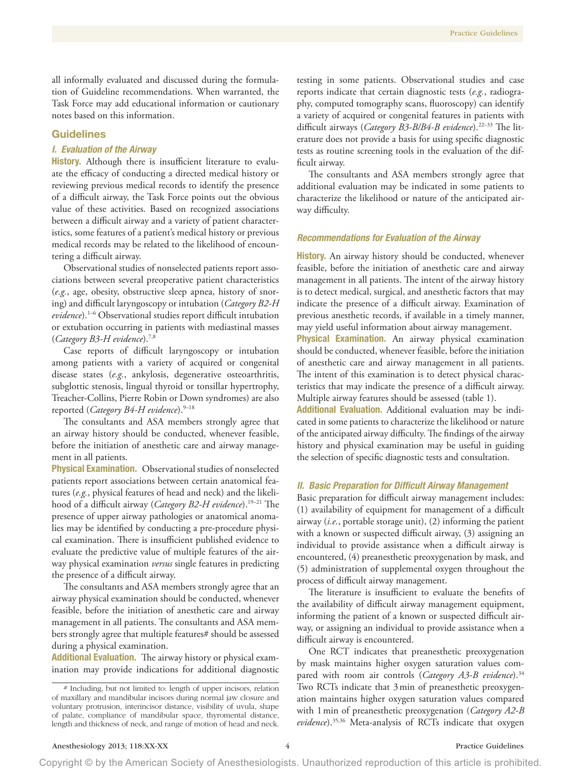all informally evaluated and discussed during the formulation of Guideline recommendations. When warranted, the Task Force may add educational information or cautionary notes based on this information.

## Guidelines

### *I. Evaluation of the Airway*

**History.** Although there is insufficient literature to evaluate the efficacy of conducting a directed medical history or reviewing previous medical records to identify the presence of a difficult airway, the Task Force points out the obvious value of these activities. Based on recognized associations between a difficult airway and a variety of patient characteristics, some features of a patient's medical history or previous medical records may be related to the likelihood of encountering a difficult airway.

Observational studies of nonselected patients report associations between several preoperative patient characteristics (*e.g.*, age, obesity, obstructive sleep apnea, history of snoring) and difficult laryngoscopy or intubation (*Category B2-H evidence*).[1–6] Observational studies report difficult intubation or extubation occurring in patients with mediastinal masses (*Category B3-H evidence*).[7,8]

Case reports of difficult laryngoscopy or intubation among patients with a variety of acquired or congenital disease states (*e.g.*, ankylosis, degenerative osteoarthritis, subglottic stenosis, lingual thyroid or tonsillar hypertrophy, Treacher-Collins, Pierre Robin or Down syndromes) are also reported (*Category B4-H evidence*).[9–18]

The consultants and ASA members strongly agree that an airway history should be conducted, whenever feasible, before the initiation of anesthetic care and airway management in all patients.

**Physical Examination.** Observational studies of nonselected patients report associations between certain anatomical features (*e.g.*, physical features of head and neck) and the likelihood of a difficult airway (*Category B2-H evidence*).[19–21] The presence of upper airway pathologies or anatomical anomalies may be identified by conducting a pre-procedure physical examination. There is insufficient published evidence to evaluate the predictive value of multiple features of the airway physical examination *versus* single features in predicting the presence of a difficult airway.

The consultants and ASA members strongly agree that an airway physical examination should be conducted, whenever feasible, before the initiation of anesthetic care and airway management in all patients. The consultants and ASA members strongly agree that multiple features# should be assessed during a physical examination.

**Additional Evaluation.** The airway history or physical examination may provide indications for additional diagnostic testing in some patients. Observational studies and case reports indicate that certain diagnostic tests (*e.g.*, radiography, computed tomography scans, fluoroscopy) can identify a variety of acquired or congenital features in patients with difficult airways (*Category B3-B/B4-B evidence*).[22–33] The literature does not provide a basis for using specific diagnostic tests as routine screening tools in the evaluation of the difficult airway.

The consultants and ASA members strongly agree that additional evaluation may be indicated in some patients to characterize the likelihood or nature of the anticipated airway difficulty.

### *Recommendations for Evaluation of the Airway*

**History.** An airway history should be conducted, whenever feasible, before the initiation of anesthetic care and airway management in all patients. The intent of the airway history is to detect medical, surgical, and anesthetic factors that may indicate the presence of a difficult airway. Examination of previous anesthetic records, if available in a timely manner, may yield useful information about airway management.

**Physical Examination.** An airway physical examination should be conducted, whenever feasible, before the initiation of anesthetic care and airway management in all patients. The intent of this examination is to detect physical characteristics that may indicate the presence of a difficult airway. Multiple airway features should be assessed (table 1).

**Additional Evaluation.** Additional evaluation may be indicated in some patients to characterize the likelihood or nature of the anticipated airway difficulty. The findings of the airway history and physical examination may be useful in guiding the selection of specific diagnostic tests and consultation.

### *II. Basic Preparation for Difficult Airway Management*

Basic preparation for difficult airway management includes: (1) availability of equipment for management of a difficult airway (*i.e.*, portable storage unit), (2) informing the patient with a known or suspected difficult airway, (3) assigning an individual to provide assistance when a difficult airway is encountered, (4) preanesthetic preoxygenation by mask, and (5) administration of supplemental oxygen throughout the process of difficult airway management.

The literature is insufficient to evaluate the benefits of the availability of difficult airway management equipment, informing the patient of a known or suspected difficult airway, or assigning an individual to provide assistance when a difficult airway is encountered.

One RCT indicates that preanesthetic preoxygenation by mask maintains higher oxygen saturation values compared with room air controls (*Category A3-B evidence*).[34] Two RCTs indicate that 3 min of preanesthetic preoxygenation maintains higher oxygen saturation values compared with 1 min of preanesthetic preoxygenation (*Category A2-B evidence*).[35,36] Meta-analysis of RCTs indicate that oxygen

\# Including, but not limited to: length of upper incisors, relation of maxillary and mandibular incisors during normal jaw closure and voluntary protrusion, interincisor distance, visibility of uvula, shape of palate, compliance of mandibular space, thyromental distance, length and thickness of neck, and range of motion of head and neck.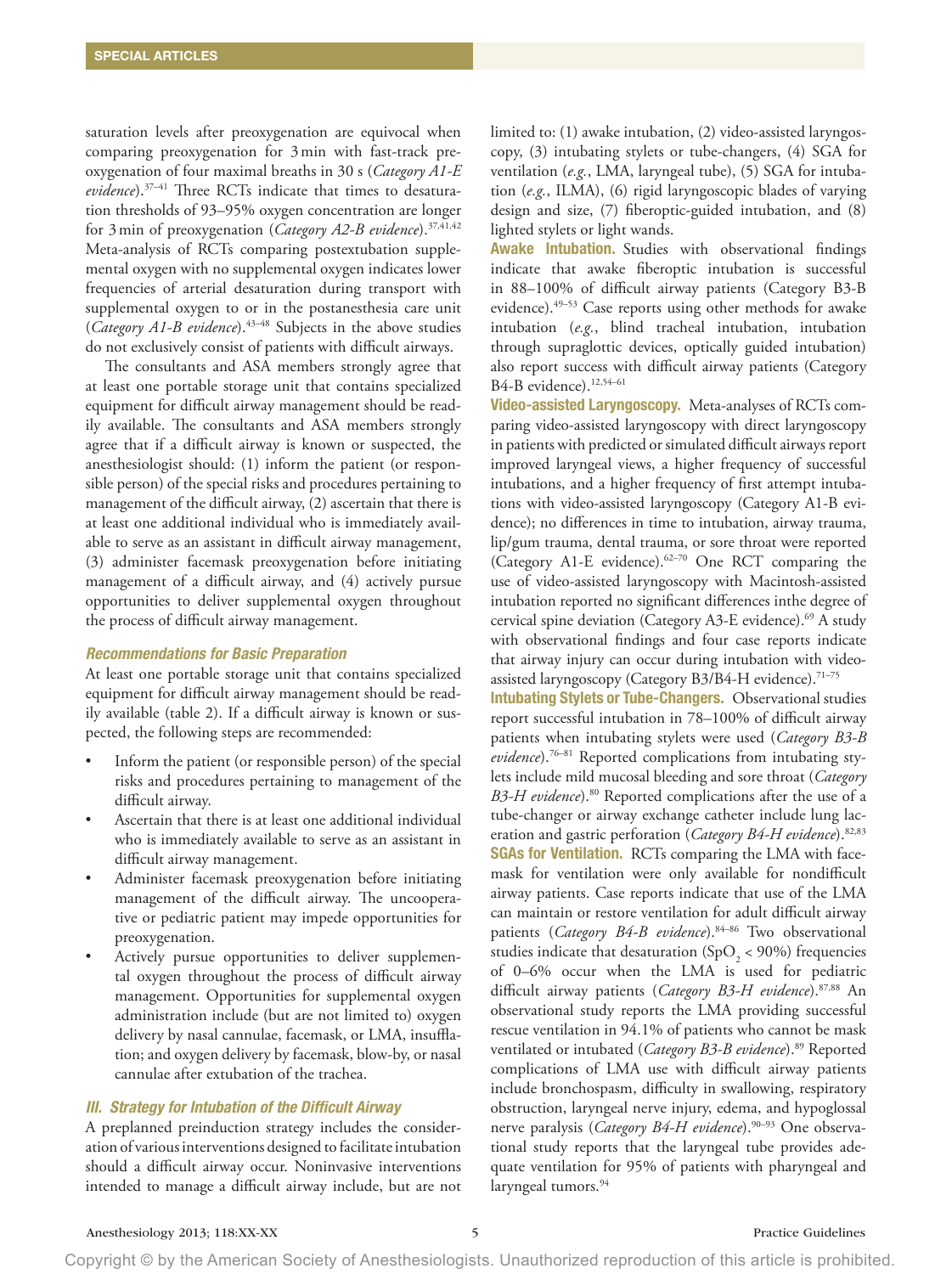saturation levels after preoxygenation are equivocal when comparing preoxygenation for 3 min with fast-track preoxygenation of four maximal breaths in 30 s (*Category A1-E evidence*).[37–41] Three RCTs indicate that times to desaturation thresholds of 93–95% oxygen concentration are longer for 3 min of preoxygenation (*Category A2-B evidence*).[37,41,42] Meta-analysis of RCTs comparing postextubation supplemental oxygen with no supplemental oxygen indicates lower frequencies of arterial desaturation during transport with supplemental oxygen to or in the postanesthesia care unit (*Category A1-B evidence*).[43–48] Subjects in the above studies do not exclusively consist of patients with difficult airways.

The consultants and ASA members strongly agree that at least one portable storage unit that contains specialized equipment for difficult airway management should be readily available. The consultants and ASA members strongly agree that if a difficult airway is known or suspected, the anesthesiologist should: (1) inform the patient (or responsible person) of the special risks and procedures pertaining to management of the difficult airway, (2) ascertain that there is at least one additional individual who is immediately available to serve as an assistant in difficult airway management, (3) administer facemask preoxygenation before initiating management of a difficult airway, and (4) actively pursue opportunities to deliver supplemental oxygen throughout the process of difficult airway management.

#### *Recommendations for Basic Preparation*

At least one portable storage unit that contains specialized equipment for difficult airway management should be readily available (table 2). If a difficult airway is known or suspected, the following steps are recommended:

- Inform the patient (or responsible person) of the special risks and procedures pertaining to management of the difficult airway.
- Ascertain that there is at least one additional individual who is immediately available to serve as an assistant in difficult airway management.
- Administer facemask preoxygenation before initiating management of the difficult airway. The uncooperative or pediatric patient may impede opportunities for preoxygenation.
- Actively pursue opportunities to deliver supplemental oxygen throughout the process of difficult airway management. Opportunities for supplemental oxygen administration include (but are not limited to) oxygen delivery by nasal cannulae, facemask, or LMA, insufflation; and oxygen delivery by facemask, blow-by, or nasal cannulae after extubation of the trachea.

### *III. Strategy for Intubation of the Difficult Airway*

A preplanned preinduction strategy includes the consideration of various interventions designed to facilitate intubation should a difficult airway occur. Noninvasive interventions intended to manage a difficult airway include, but are not limited to: (1) awake intubation, (2) video-assisted laryngoscopy, (3) intubating stylets or tube-changers, (4) SGA for ventilation (*e.g.*, LMA, laryngeal tube), (5) SGA for intubation (*e.g.*, ILMA), (6) rigid laryngoscopic blades of varying design and size, (7) fiberoptic-guided intubation, and (8) lighted stylets or light wands.

**Awake Intubation.** Studies with observational findings indicate that awake fiberoptic intubation is successful in 88–100% of difficult airway patients (Category B3-B evidence).[49–53] Case reports using other methods for awake intubation (*e.g.*, blind tracheal intubation, intubation through supraglottic devices, optically guided intubation) also report success with difficult airway patients (Category B4-B evidence).[12,54–61]

**Video-assisted Laryngoscopy.** Meta-analyses of RCTs comparing video-assisted laryngoscopy with direct laryngoscopy in patients with predicted or simulated difficult airways report improved laryngeal views, a higher frequency of successful intubations, and a higher frequency of first attempt intubations with video-assisted laryngoscopy (Category A1-B evidence); no differences in time to intubation, airway trauma, lip/gum trauma, dental trauma, or sore throat were reported (Category A1-E evidence).[62–70] One RCT comparing the use of video-assisted laryngoscopy with Macintosh-assisted intubation reported no significant differences inthe degree of cervical spine deviation (Category A3-E evidence).[69] A study with observational findings and four case reports indicate that airway injury can occur during intubation with video-assisted laryngoscopy (Category B3/B4-H evidence).[71–75]

**Intubating Stylets or Tube-Changers.** Observational studies report successful intubation in 78–100% of difficult airway patients when intubating stylets were used (*Category B3-B evidence*).[76–81] Reported complications from intubating stylets include mild mucosal bleeding and sore throat (*Category B3-H evidence*).[80] Reported complications after the use of a tube-changer or airway exchange catheter include lung laceration and gastric perforation (*Category B4-H evidence*).[82,83]

**SGAs for Ventilation.** RCTs comparing the LMA with facemask for ventilation were only available for nondifficult airway patients. Case reports indicate that use of the LMA can maintain or restore ventilation for adult difficult airway patients (*Category B4-B evidence*).[84–86] Two observational studies indicate that desaturation ($SpO_2 < 90\%$) frequencies of 0–6% occur when the LMA is used for pediatric difficult airway patients (*Category B3-H evidence*).[87,88] An observational study reports the LMA providing successful rescue ventilation in 94.1% of patients who cannot be mask ventilated or intubated (*Category B3-B evidence*).[89] Reported complications of LMA use with difficult airway patients include bronchospasm, difficulty in swallowing, respiratory obstruction, laryngeal nerve injury, edema, and hypoglossal nerve paralysis (*Category B4-H evidence*).[90–93] One observational study reports that the laryngeal tube provides adequate ventilation for 95% of patients with pharyngeal and laryngeal tumors.[94]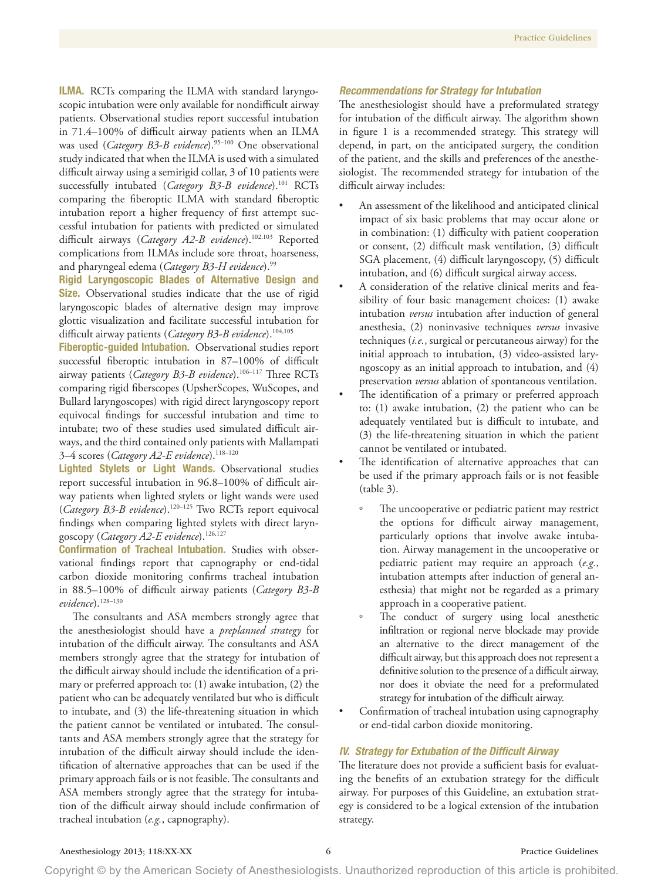**ILMA.** RCTs comparing the ILMA with standard laryngoscopic intubation were only available for nondifficult airway patients. Observational studies report successful intubation in 71.4–100% of difficult airway patients when an ILMA was used (*Category B3-B evidence*).[95–100] One observational study indicated that when the ILMA is used with a simulated difficult airway using a semirigid collar, 3 of 10 patients were successfully intubated (*Category B3-B evidence*).[101] RCTs comparing the fiberoptic ILMA with standard fiberoptic intubation report a higher frequency of first attempt successful intubation for patients with predicted or simulated difficult airways (*Category A2-B evidence*).[102,103] Reported complications from ILMAs include sore throat, hoarseness, and pharyngeal edema (*Category B3-H evidence*).[99]

**Rigid Laryngoscopic Blades of Alternative Design and Size.** Observational studies indicate that the use of rigid laryngoscopic blades of alternative design may improve glottic visualization and facilitate successful intubation for difficult airway patients (*Category B3-B evidence*).[104,105]

**Fiberoptic-guided Intubation.** Observational studies report successful fiberoptic intubation in 87–100% of difficult airway patients (*Category B3-B evidence*).[106–117] Three RCTs comparing rigid fiberscopes (UpsherScopes, WuScopes, and Bullard laryngoscopes) with rigid direct laryngoscopy report equivocal findings for successful intubation and time to intubate; two of these studies used simulated difficult airways, and the third contained only patients with Mallampati 3–4 scores (*Category A2-E evidence*).[118–120]

**Lighted Stylets or Light Wands.** Observational studies report successful intubation in 96.8–100% of difficult airway patients when lighted stylets or light wands were used (*Category B3-B evidence*).[120–125] Two RCTs report equivocal findings when comparing lighted stylets with direct laryngoscopy (*Category A2-E evidence*).[126,127]

**Confirmation of Tracheal Intubation.** Studies with observational findings report that capnography or end-tidal carbon dioxide monitoring confirms tracheal intubation in 88.5–100% of difficult airway patients (*Category B3-B evidence*).[128–130]

The consultants and ASA members strongly agree that the anesthesiologist should have a *preplanned strategy* for intubation of the difficult airway. The consultants and ASA members strongly agree that the strategy for intubation of the difficult airway should include the identification of a primary or preferred approach to: (1) awake intubation, (2) the patient who can be adequately ventilated but who is difficult to intubate, and (3) the life-threatening situation in which the patient cannot be ventilated or intubated. The consultants and ASA members strongly agree that the strategy for intubation of the difficult airway should include the identification of alternative approaches that can be used if the primary approach fails or is not feasible. The consultants and ASA members strongly agree that the strategy for intubation of the difficult airway should include confirmation of tracheal intubation (*e.g.*, capnography).

### *Recommendations for Strategy for Intubation*

The anesthesiologist should have a preformulated strategy for intubation of the difficult airway. The algorithm shown in figure 1 is a recommended strategy. This strategy will depend, in part, on the anticipated surgery, the condition of the patient, and the skills and preferences of the anesthesiologist. The recommended strategy for intubation of the difficult airway includes:

- An assessment of the likelihood and anticipated clinical impact of six basic problems that may occur alone or in combination: (1) difficulty with patient cooperation or consent, (2) difficult mask ventilation, (3) difficult SGA placement, (4) difficult laryngoscopy, (5) difficult intubation, and (6) difficult surgical airway access.
- A consideration of the relative clinical merits and feasibility of four basic management choices: (1) awake intubation *versus* intubation after induction of general anesthesia, (2) noninvasive techniques *versus* invasive techniques (*i.e.*, surgical or percutaneous airway) for the initial approach to intubation, (3) video-assisted laryngoscopy as an initial approach to intubation, and (4) preservation *versus* ablation of spontaneous ventilation.
- The identification of a primary or preferred approach to: (1) awake intubation, (2) the patient who can be adequately ventilated but is difficult to intubate, and (3) the life-threatening situation in which the patient cannot be ventilated or intubated.
- The identification of alternative approaches that can be used if the primary approach fails or is not feasible (table 3).
    - The uncooperative or pediatric patient may restrict the options for difficult airway management, particularly options that involve awake intubation. Airway management in the uncooperative or pediatric patient may require an approach (*e.g.*, intubation attempts after induction of general anesthesia) that might not be regarded as a primary approach in a cooperative patient.
    - The conduct of surgery using local anesthetic infiltration or regional nerve blockade may provide an alternative to the direct management of the difficult airway, but this approach does not represent a definitive solution to the presence of a difficult airway, nor does it obviate the need for a preformulated strategy for intubation of the difficult airway.
- Confirmation of tracheal intubation using capnography or end-tidal carbon dioxide monitoring.

### *IV. Strategy for Extubation of the Difficult Airway*

The literature does not provide a sufficient basis for evaluating the benefits of an extubation strategy for the difficult airway. For purposes of this Guideline, an extubation strategy is considered to be a logical extension of the intubation strategy.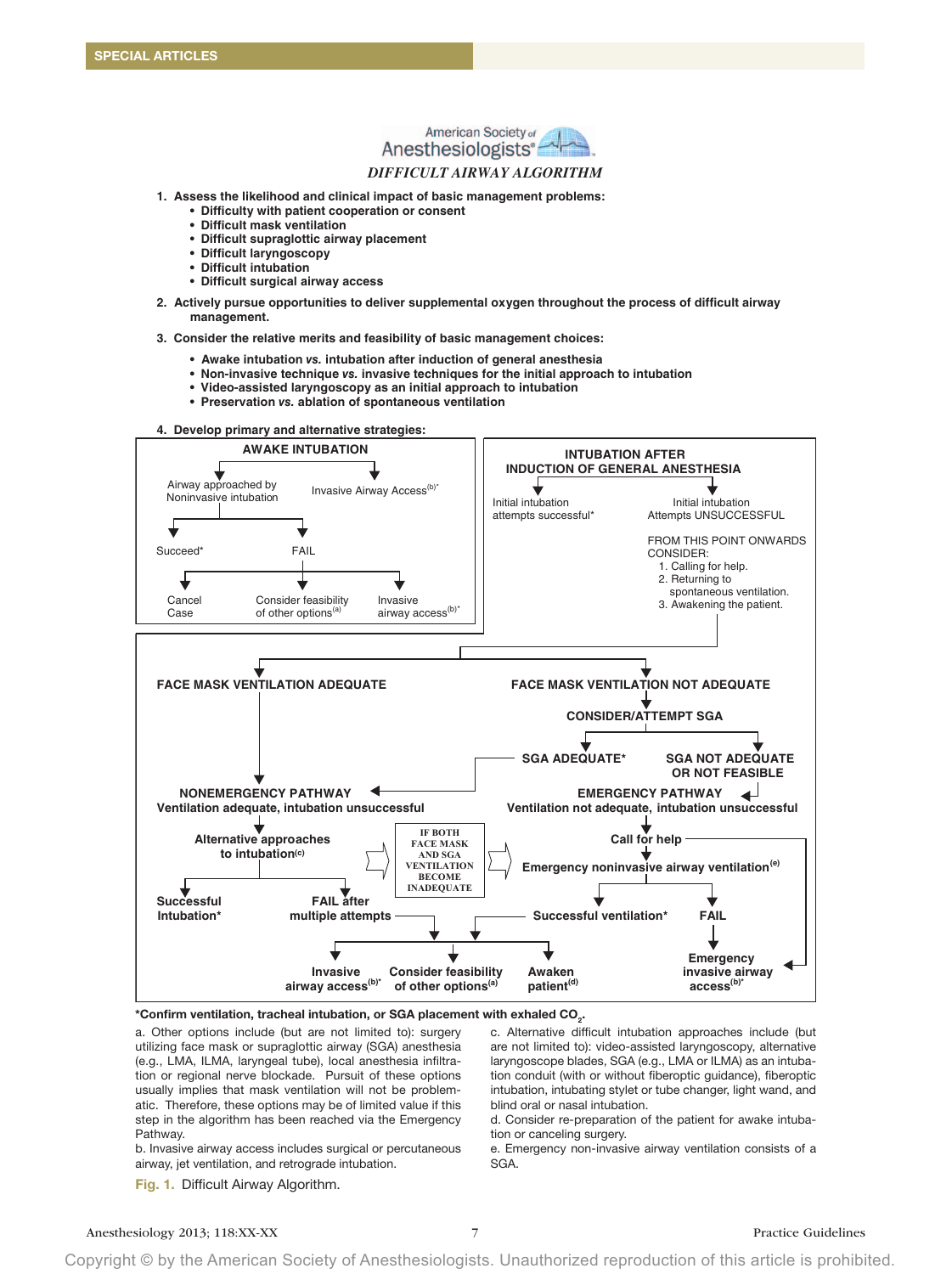American Society of Anesthesiologists®

*DIFFICULT AIRWAY ALGORITHM*

1. **Assess the likelihood and clinical impact of basic management problems:**
   - **Difficulty with patient cooperation or consent**
   - **Difficult mask ventilation**
   - **Difficult supraglottic airway placement**
   - **Difficult laryngoscopy**
   - **Difficult intubation**
   - **Difficult surgical airway access**

2. **Actively pursue opportunities to deliver supplemental oxygen throughout the process of difficult airway management.**

3. **Consider the relative merits and feasibility of basic management choices:**
   - **Awake intubation *vs.* intubation after induction of general anesthesia**
   - **Non-invasive technique *vs.* invasive techniques for the initial approach to intubation**
   - **Video-assisted laryngoscopy as an initial approach to intubation**
   - **Preservation *vs.* ablation of spontaneous ventilation**

4. **Develop primary and alternative strategies:**

**AWAKE INTUBATION**
- Airway approached by Noninvasive intubation
  - Succeed*
    - Cancel Case
  - FAIL
    - Consider feasibility of other options[(a)]
    - Invasive airway access[(b)*]
- Invasive Airway Access[(b)*]

**INTUBATION AFTER INDUCTION OF GENERAL ANESTHESIA**
- Initial intubation attempts successful*
- Initial intubation Attempts UNSUCCESSFUL
  - FROM THIS POINT ONWARDS CONSIDER:
    1. Calling for help.
    2. Returning to spontaneous ventilation.
    3. Awakening the patient.

**FACE MASK VENTILATION ADEQUATE** → **NONEMERGENCY PATHWAY** — Ventilation adequate, intubation unsuccessful
- **Alternative approaches to intubation[(c)]**
  - **Successful Intubation***
  - **FAIL after multiple attempts** → Invasive airway access[(b)*] / Consider feasibility of other options[(a)] / Awaken patient[(d)]

**FACE MASK VENTILATION NOT ADEQUATE** → **CONSIDER/ATTEMPT SGA**
- **SGA ADEQUATE*** → NONEMERGENCY PATHWAY
- **SGA NOT ADEQUATE OR NOT FEASIBLE** → **EMERGENCY PATHWAY** — Ventilation not adequate, intubation unsuccessful
  - **Call for help** → **Emergency invasive airway access[(b)*]**
  - **Emergency noninvasive airway ventilation[(e)]**
    - **Successful ventilation*** → Invasive airway access[(b)*] / Consider feasibility of other options[(a)] / Awaken patient[(d)]
    - **FAIL** → **Emergency invasive airway access[(b)*]**

IF BOTH FACE MASK AND SGA VENTILATION BECOME INADEQUATE (nonemergency pathway → emergency pathway)

**\*Confirm ventilation, tracheal intubation, or SGA placement with exhaled $CO_2$.**

a. Other options include (but are not limited to): surgery utilizing face mask or supraglottic airway (SGA) anesthesia (e.g., LMA, ILMA, laryngeal tube), local anesthesia infiltration or regional nerve blockade. Pursuit of these options usually implies that mask ventilation will not be problematic. Therefore, these options may be of limited value if this step in the algorithm has been reached via the Emergency Pathway.

b. Invasive airway access includes surgical or percutaneous airway, jet ventilation, and retrograde intubation.

c. Alternative difficult intubation approaches include (but are not limited to): video-assisted laryngoscopy, alternative laryngoscope blades, SGA (e.g., LMA or ILMA) as an intubation conduit (with or without fiberoptic guidance), fiberoptic intubation, intubating stylet or tube changer, light wand, and blind oral or nasal intubation.

d. Consider re-preparation of the patient for awake intubation or canceling surgery.

e. Emergency non-invasive airway ventilation consists of a SGA.

**Fig. 1.** Difficult Airway Algorithm.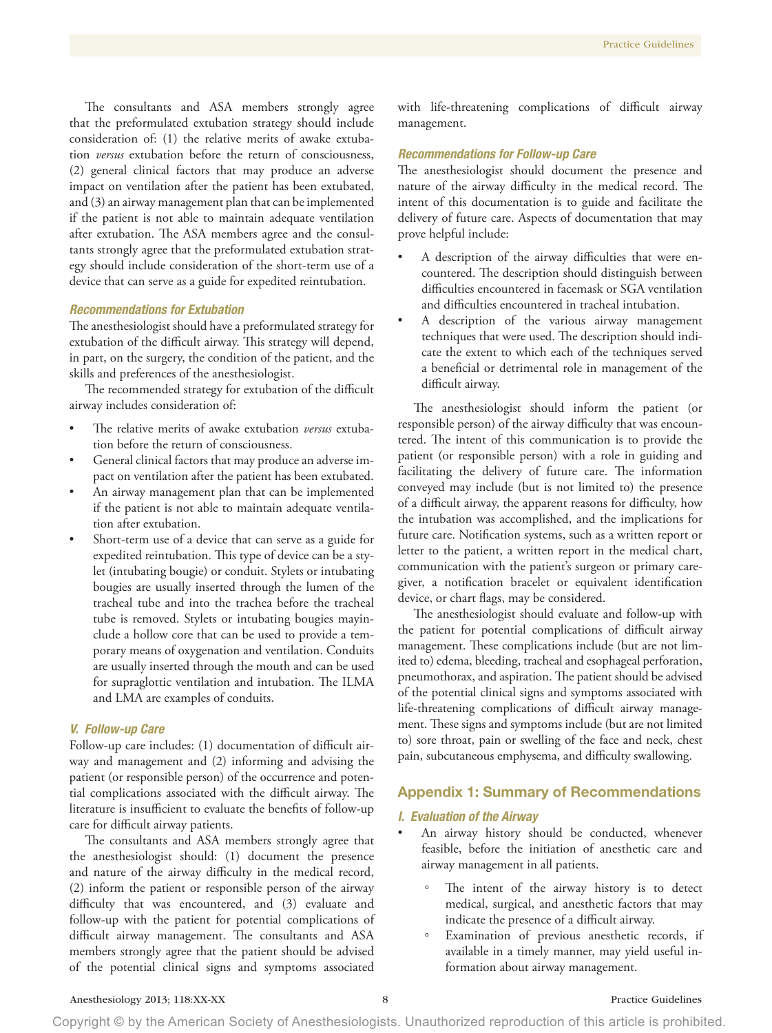The consultants and ASA members strongly agree that the preformulated extubation strategy should include consideration of: (1) the relative merits of awake extubation *versus* extubation before the return of consciousness, (2) general clinical factors that may produce an adverse impact on ventilation after the patient has been extubated, and (3) an airway management plan that can be implemented if the patient is not able to maintain adequate ventilation after extubation. The ASA members agree and the consultants strongly agree that the preformulated extubation strategy should include consideration of the short-term use of a device that can serve as a guide for expedited reintubation.

### *Recommendations for Extubation*

The anesthesiologist should have a preformulated strategy for extubation of the difficult airway. This strategy will depend, in part, on the surgery, the condition of the patient, and the skills and preferences of the anesthesiologist.

The recommended strategy for extubation of the difficult airway includes consideration of:

- The relative merits of awake extubation *versus* extubation before the return of consciousness.
- General clinical factors that may produce an adverse impact on ventilation after the patient has been extubated.
- An airway management plan that can be implemented if the patient is not able to maintain adequate ventilation after extubation.
- Short-term use of a device that can serve as a guide for expedited reintubation. This type of device can be a stylet (intubating bougie) or conduit. Stylets or intubating bougies are usually inserted through the lumen of the tracheal tube and into the trachea before the tracheal tube is removed. Stylets or intubating bougies mayinclude a hollow core that can be used to provide a temporary means of oxygenation and ventilation. Conduits are usually inserted through the mouth and can be used for supraglottic ventilation and intubation. The ILMA and LMA are examples of conduits.

### *V. Follow-up Care*

Follow-up care includes: (1) documentation of difficult airway and management and (2) informing and advising the patient (or responsible person) of the occurrence and potential complications associated with the difficult airway. The literature is insufficient to evaluate the benefits of follow-up care for difficult airway patients.

The consultants and ASA members strongly agree that the anesthesiologist should: (1) document the presence and nature of the airway difficulty in the medical record, (2) inform the patient or responsible person of the airway difficulty that was encountered, and (3) evaluate and follow-up with the patient for potential complications of difficult airway management. The consultants and ASA members strongly agree that the patient should be advised of the potential clinical signs and symptoms associated with life-threatening complications of difficult airway management.

### *Recommendations for Follow-up Care*

The anesthesiologist should document the presence and nature of the airway difficulty in the medical record. The intent of this documentation is to guide and facilitate the delivery of future care. Aspects of documentation that may prove helpful include:

- A description of the airway difficulties that were encountered. The description should distinguish between difficulties encountered in facemask or SGA ventilation and difficulties encountered in tracheal intubation.
- A description of the various airway management techniques that were used. The description should indicate the extent to which each of the techniques served a beneficial or detrimental role in management of the difficult airway.

The anesthesiologist should inform the patient (or responsible person) of the airway difficulty that was encountered. The intent of this communication is to provide the patient (or responsible person) with a role in guiding and facilitating the delivery of future care. The information conveyed may include (but is not limited to) the presence of a difficult airway, the apparent reasons for difficulty, how the intubation was accomplished, and the implications for future care. Notification systems, such as a written report or letter to the patient, a written report in the medical chart, communication with the patient's surgeon or primary caregiver, a notification bracelet or equivalent identification device, or chart flags, may be considered.

The anesthesiologist should evaluate and follow-up with the patient for potential complications of difficult airway management. These complications include (but are not limited to) edema, bleeding, tracheal and esophageal perforation, pneumothorax, and aspiration. The patient should be advised of the potential clinical signs and symptoms associated with life-threatening complications of difficult airway management. These signs and symptoms include (but are not limited to) sore throat, pain or swelling of the face and neck, chest pain, subcutaneous emphysema, and difficulty swallowing.

## Appendix 1: Summary of Recommendations

### *I. Evaluation of the Airway*

- An airway history should be conducted, whenever feasible, before the initiation of anesthetic care and airway management in all patients.
  - The intent of the airway history is to detect medical, surgical, and anesthetic factors that may indicate the presence of a difficult airway.
  - Examination of previous anesthetic records, if available in a timely manner, may yield useful information about airway management.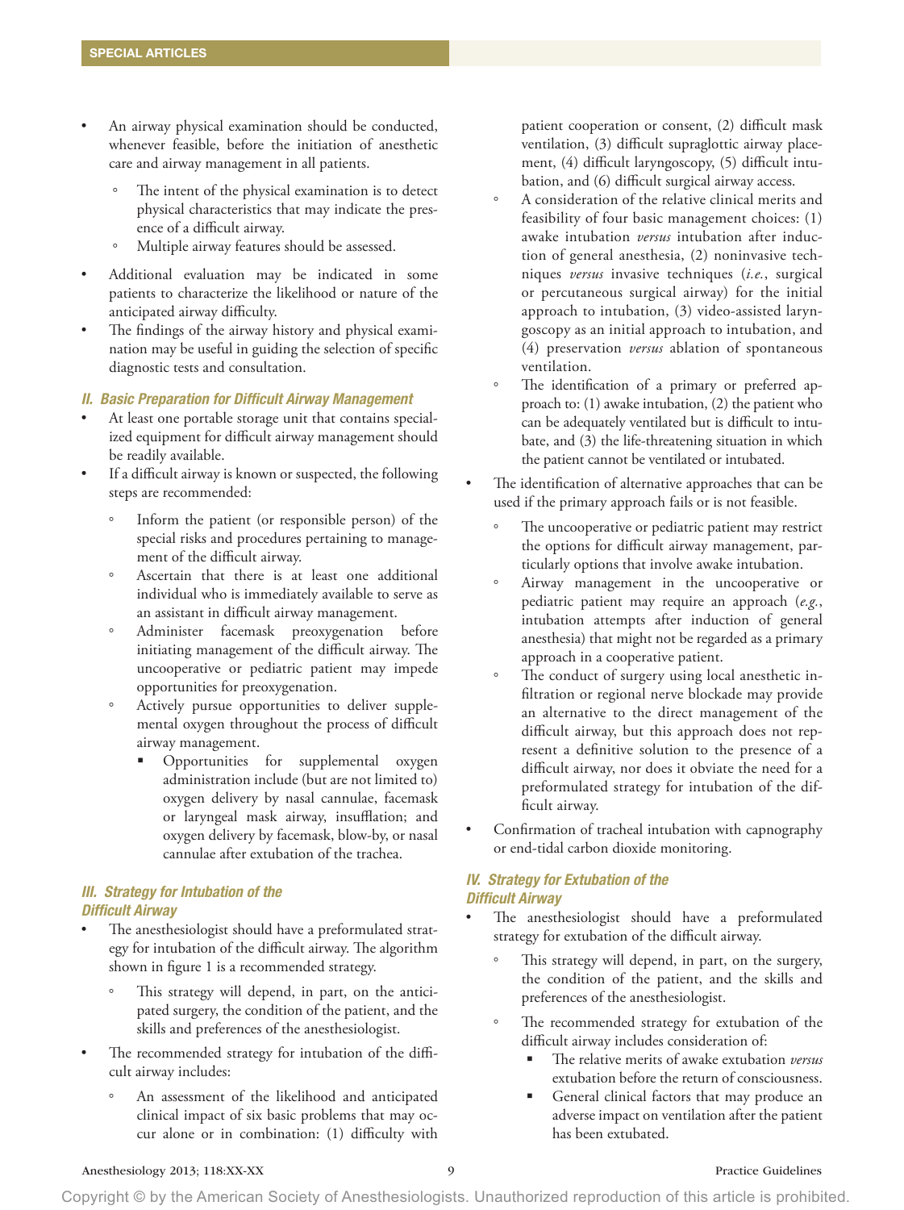- An airway physical examination should be conducted, whenever feasible, before the initiation of anesthetic care and airway management in all patients.
  - The intent of the physical examination is to detect physical characteristics that may indicate the presence of a difficult airway.
  - Multiple airway features should be assessed.
- Additional evaluation may be indicated in some patients to characterize the likelihood or nature of the anticipated airway difficulty.
- The findings of the airway history and physical examination may be useful in guiding the selection of specific diagnostic tests and consultation.

### *II. Basic Preparation for Difficult Airway Management*

- At least one portable storage unit that contains specialized equipment for difficult airway management should be readily available.
- If a difficult airway is known or suspected, the following steps are recommended:
  - Inform the patient (or responsible person) of the special risks and procedures pertaining to management of the difficult airway.
  - Ascertain that there is at least one additional individual who is immediately available to serve as an assistant in difficult airway management.
  - Administer facemask preoxygenation before initiating management of the difficult airway. The uncooperative or pediatric patient may impede opportunities for preoxygenation.
  - Actively pursue opportunities to deliver supplemental oxygen throughout the process of difficult airway management.
    - Opportunities for supplemental oxygen administration include (but are not limited to) oxygen delivery by nasal cannulae, facemask or laryngeal mask airway, insufflation; and oxygen delivery by facemask, blow-by, or nasal cannulae after extubation of the trachea.

### *III. Strategy for Intubation of the Difficult Airway*

- The anesthesiologist should have a preformulated strategy for intubation of the difficult airway. The algorithm shown in figure 1 is a recommended strategy.
  - This strategy will depend, in part, on the anticipated surgery, the condition of the patient, and the skills and preferences of the anesthesiologist.
- The recommended strategy for intubation of the difficult airway includes:
  - An assessment of the likelihood and anticipated clinical impact of six basic problems that may occur alone or in combination: (1) difficulty with patient cooperation or consent, (2) difficult mask ventilation, (3) difficult supraglottic airway placement, (4) difficult laryngoscopy, (5) difficult intubation, and (6) difficult surgical airway access.
  - A consideration of the relative clinical merits and feasibility of four basic management choices: (1) awake intubation *versus* intubation after induction of general anesthesia, (2) noninvasive techniques *versus* invasive techniques (*i.e.*, surgical or percutaneous surgical airway) for the initial approach to intubation, (3) video-assisted laryngoscopy as an initial approach to intubation, and (4) preservation *versus* ablation of spontaneous ventilation.
  - The identification of a primary or preferred approach to: (1) awake intubation, (2) the patient who can be adequately ventilated but is difficult to intubate, and (3) the life-threatening situation in which the patient cannot be ventilated or intubated.
- The identification of alternative approaches that can be used if the primary approach fails or is not feasible.
  - The uncooperative or pediatric patient may restrict the options for difficult airway management, particularly options that involve awake intubation.
  - Airway management in the uncooperative or pediatric patient may require an approach (*e.g.*, intubation attempts after induction of general anesthesia) that might not be regarded as a primary approach in a cooperative patient.
  - The conduct of surgery using local anesthetic infiltration or regional nerve blockade may provide an alternative to the direct management of the difficult airway, but this approach does not represent a definitive solution to the presence of a difficult airway, nor does it obviate the need for a preformulated strategy for intubation of the difficult airway.
- Confirmation of tracheal intubation with capnography or end-tidal carbon dioxide monitoring.

### *IV. Strategy for Extubation of the Difficult Airway*

- The anesthesiologist should have a preformulated strategy for extubation of the difficult airway.
  - This strategy will depend, in part, on the surgery, the condition of the patient, and the skills and preferences of the anesthesiologist.
  - The recommended strategy for extubation of the difficult airway includes consideration of:
    - The relative merits of awake extubation *versus* extubation before the return of consciousness.
    - General clinical factors that may produce an adverse impact on ventilation after the patient has been extubated.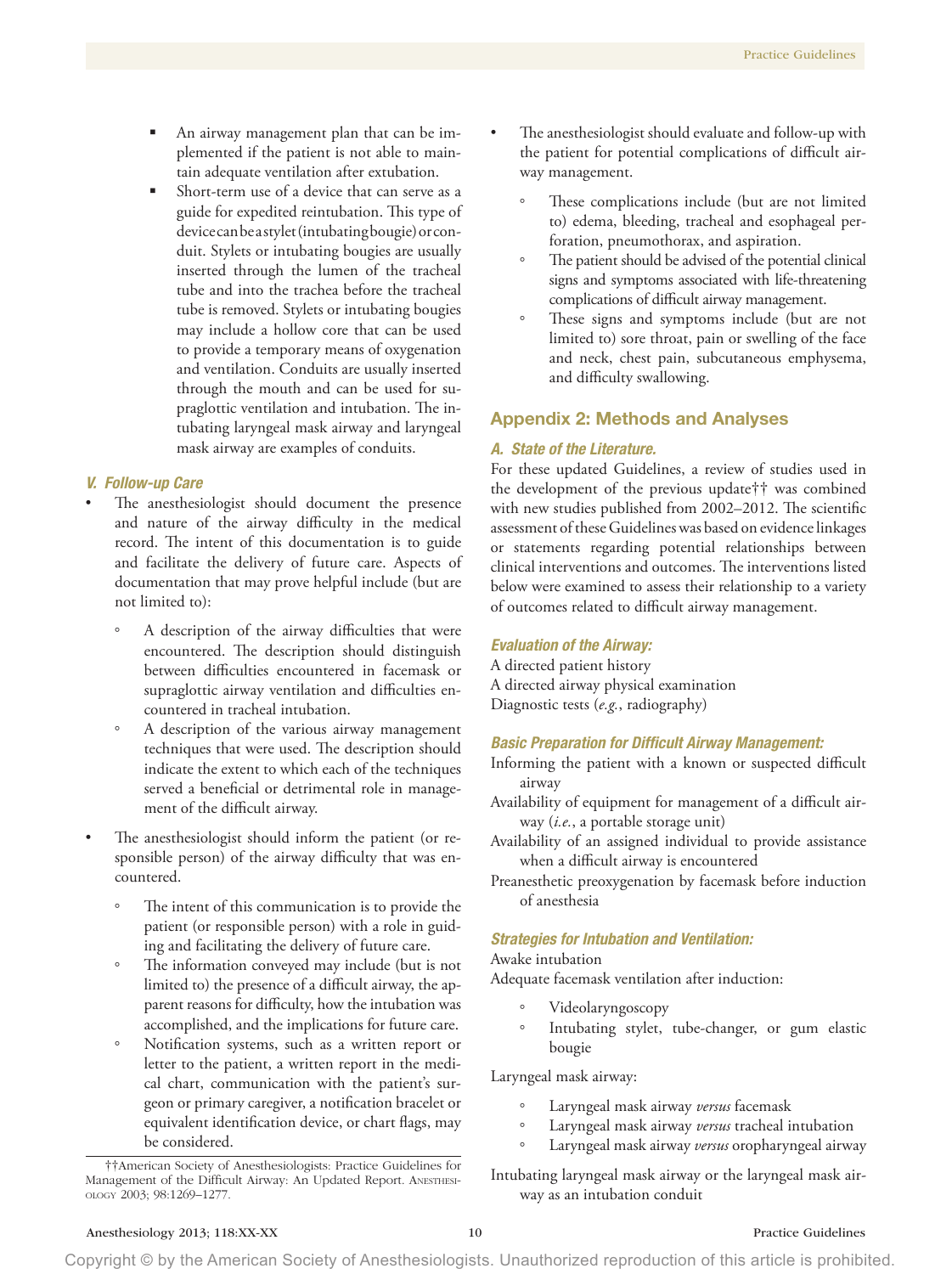- An airway management plan that can be implemented if the patient is not able to maintain adequate ventilation after extubation.
- Short-term use of a device that can serve as a guide for expedited reintubation. This type of device can be a stylet (intubating bougie) or conduit. Stylets or intubating bougies are usually inserted through the lumen of the tracheal tube and into the trachea before the tracheal tube is removed. Stylets or intubating bougies may include a hollow core that can be used to provide a temporary means of oxygenation and ventilation. Conduits are usually inserted through the mouth and can be used for supraglottic ventilation and intubation. The intubating laryngeal mask airway and laryngeal mask airway are examples of conduits.

### *V. Follow-up Care*

- The anesthesiologist should document the presence and nature of the airway difficulty in the medical record. The intent of this documentation is to guide and facilitate the delivery of future care. Aspects of documentation that may prove helpful include (but are not limited to):
  - A description of the airway difficulties that were encountered. The description should distinguish between difficulties encountered in facemask or supraglottic airway ventilation and difficulties encountered in tracheal intubation.
  - A description of the various airway management techniques that were used. The description should indicate the extent to which each of the techniques served a beneficial or detrimental role in management of the difficult airway.
- The anesthesiologist should inform the patient (or responsible person) of the airway difficulty that was encountered.
  - The intent of this communication is to provide the patient (or responsible person) with a role in guiding and facilitating the delivery of future care.
  - The information conveyed may include (but is not limited to) the presence of a difficult airway, the apparent reasons for difficulty, how the intubation was accomplished, and the implications for future care.
  - Notification systems, such as a written report or letter to the patient, a written report in the medical chart, communication with the patient's surgeon or primary caregiver, a notification bracelet or equivalent identification device, or chart flags, may be considered.
- The anesthesiologist should evaluate and follow-up with the patient for potential complications of difficult airway management.
  - These complications include (but are not limited to) edema, bleeding, tracheal and esophageal perforation, pneumothorax, and aspiration.
  - The patient should be advised of the potential clinical signs and symptoms associated with life-threatening complications of difficult airway management.
  - These signs and symptoms include (but are not limited to) sore throat, pain or swelling of the face and neck, chest pain, subcutaneous emphysema, and difficulty swallowing.

## Appendix 2: Methods and Analyses

### *A. State of the Literature.*

For these updated Guidelines, a review of studies used in the development of the previous update†† was combined with new studies published from 2002–2012. The scientific assessment of these Guidelines was based on evidence linkages or statements regarding potential relationships between clinical interventions and outcomes. The interventions listed below were examined to assess their relationship to a variety of outcomes related to difficult airway management.

#### *Evaluation of the Airway:*

A directed patient history
A directed airway physical examination
Diagnostic tests (*e.g.*, radiography)

#### *Basic Preparation for Difficult Airway Management:*

Informing the patient with a known or suspected difficult airway
Availability of equipment for management of a difficult airway (*i.e.*, a portable storage unit)
Availability of an assigned individual to provide assistance when a difficult airway is encountered
Preanesthetic preoxygenation by facemask before induction of anesthesia

#### *Strategies for Intubation and Ventilation:*

Awake intubation
Adequate facemask ventilation after induction:

- Videolaryngoscopy
- Intubating stylet, tube-changer, or gum elastic bougie

Laryngeal mask airway:

- Laryngeal mask airway *versus* facemask
- Laryngeal mask airway *versus* tracheal intubation
- Laryngeal mask airway *versus* oropharyngeal airway

Intubating laryngeal mask airway or the laryngeal mask airway as an intubation conduit

††American Society of Anesthesiologists: Practice Guidelines for Management of the Difficult Airway: An Updated Report. Anesthesiology 2003; 98:1269–1277.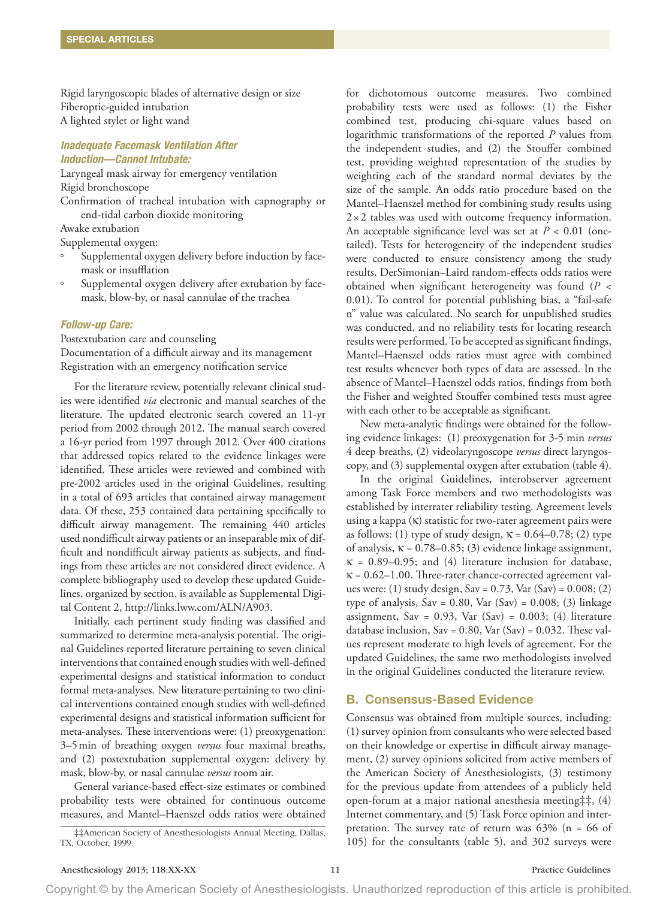Rigid laryngoscopic blades of alternative design or size
Fiberoptic-guided intubation
A lighted stylet or light wand

***Inadequate Facemask Ventilation After Induction—Cannot Intubate:***

Laryngeal mask airway for emergency ventilation
Rigid bronchoscope
Confirmation of tracheal intubation with capnography or end-tidal carbon dioxide monitoring
Awake extubation
Supplemental oxygen:

- Supplemental oxygen delivery before induction by facemask or insufflation
- Supplemental oxygen delivery after extubation by facemask, blow-by, or nasal cannulae of the trachea

***Follow-up Care:***

Postextubation care and counseling
Documentation of a difficult airway and its management
Registration with an emergency notification service

For the literature review, potentially relevant clinical studies were identified *via* electronic and manual searches of the literature. The updated electronic search covered an 11-yr period from 2002 through 2012. The manual search covered a 16-yr period from 1997 through 2012. Over 400 citations that addressed topics related to the evidence linkages were identified. These articles were reviewed and combined with pre-2002 articles used in the original Guidelines, resulting in a total of 693 articles that contained airway management data. Of these, 253 contained data pertaining specifically to difficult airway management. The remaining 440 articles used nondifficult airway patients or an inseparable mix of difficult and nondifficult airway patients as subjects, and findings from these articles are not considered direct evidence. A complete bibliography used to develop these updated Guidelines, organized by section, is available as Supplemental Digital Content 2, http://links.lww.com/ALN/A903.

Initially, each pertinent study finding was classified and summarized to determine meta-analysis potential. The original Guidelines reported literature pertaining to seven clinical interventions that contained enough studies with well-defined experimental designs and statistical information to conduct formal meta-analyses. New literature pertaining to two clinical interventions contained enough studies with well-defined experimental designs and statistical information sufficient for meta-analyses. These interventions were: (1) preoxygenation: 3–5 min of breathing oxygen *versus* four maximal breaths, and (2) postextubation supplemental oxygen: delivery by mask, blow-by, or nasal cannulae *versus* room air.

General variance-based effect-size estimates or combined probability tests were obtained for continuous outcome measures, and Mantel–Haenszel odds ratios were obtained for dichotomous outcome measures. Two combined probability tests were used as follows: (1) the Fisher combined test, producing chi-square values based on logarithmic transformations of the reported *P* values from the independent studies, and (2) the Stouffer combined test, providing weighted representation of the studies by weighting each of the standard normal deviates by the size of the sample. An odds ratio procedure based on the Mantel–Haenszel method for combining study results using $2 \times 2$ tables was used with outcome frequency information. An acceptable significance level was set at $P < 0.01$ (one-tailed). Tests for heterogeneity of the independent studies were conducted to ensure consistency among the study results. DerSimonian–Laird random-effects odds ratios were obtained when significant heterogeneity was found ($P < 0.01$). To control for potential publishing bias, a "fail-safe n" value was calculated. No search for unpublished studies was conducted, and no reliability tests for locating research results were performed. To be accepted as significant findings, Mantel–Haenszel odds ratios must agree with combined test results whenever both types of data are assessed. In the absence of Mantel–Haenszel odds ratios, findings from both the Fisher and weighted Stouffer combined tests must agree with each other to be acceptable as significant.

New meta-analytic findings were obtained for the following evidence linkages: (1) preoxygenation for 3-5 min *versus* 4 deep breaths, (2) videolaryngoscope *versus* direct laryngoscopy, and (3) supplemental oxygen after extubation (table 4).

In the original Guidelines, interobserver agreement among Task Force members and two methodologists was established by interrater reliability testing. Agreement levels using a kappa ($\kappa$) statistic for two-rater agreement pairs were as follows: (1) type of study design, $\kappa = 0.64$–$0.78$; (2) type of analysis, $\kappa = 0.78$–$0.85$; (3) evidence linkage assignment, $\kappa = 0.89$–$0.95$; and (4) literature inclusion for database, $\kappa = 0.62$–$1.00$. Three-rater chance-corrected agreement values were: (1) study design, Sav = 0.73, Var (Sav) = 0.008; (2) type of analysis, Sav = 0.80, Var (Sav) = 0.008; (3) linkage assignment, Sav = 0.93, Var (Sav) = 0.003; (4) literature database inclusion, Sav = 0.80, Var (Sav) = 0.032. These values represent moderate to high levels of agreement. For the updated Guidelines, the same two methodologists involved in the original Guidelines conducted the literature review.

## B. Consensus-Based Evidence

Consensus was obtained from multiple sources, including: (1) survey opinion from consultants who were selected based on their knowledge or expertise in difficult airway management, (2) survey opinions solicited from active members of the American Society of Anesthesiologists, (3) testimony for the previous update from attendees of a publicly held open-forum at a major national anesthesia meeting‡‡, (4) Internet commentary, and (5) Task Force opinion and interpretation. The survey rate of return was 63% (n = 66 of 105) for the consultants (table 5), and 302 surveys were

‡‡American Society of Anesthesiologists Annual Meeting, Dallas, TX, October, 1999.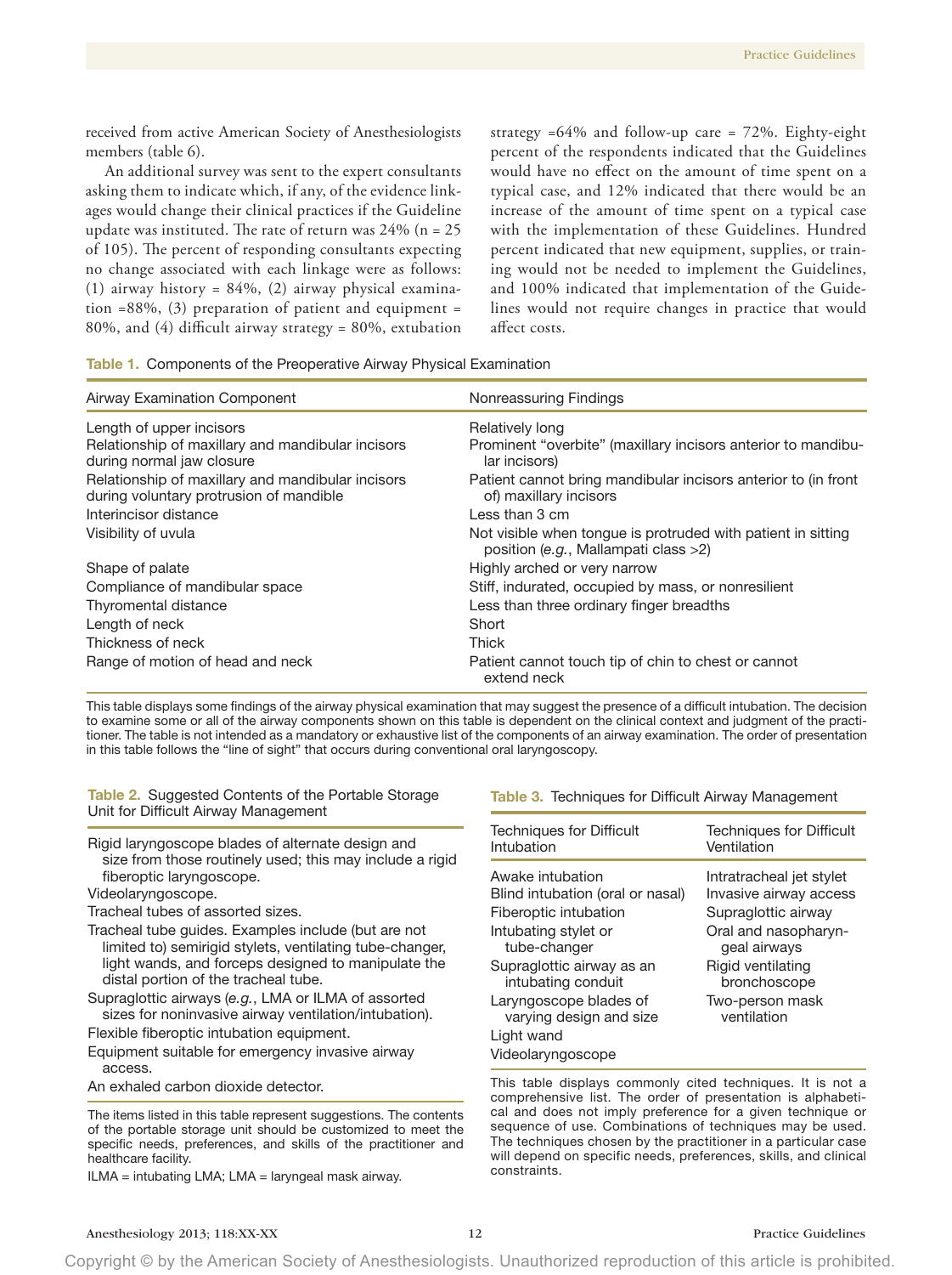received from active American Society of Anesthesiologists members (table 6).

An additional survey was sent to the expert consultants asking them to indicate which, if any, of the evidence linkages would change their clinical practices if the Guideline update was instituted. The rate of return was 24% (n = 25 of 105). The percent of responding consultants expecting no change associated with each linkage were as follows: (1) airway history = 84%, (2) airway physical examination =88%, (3) preparation of patient and equipment = 80%, and (4) difficult airway strategy = 80%, extubation strategy =64% and follow-up care = 72%. Eighty-eight percent of the respondents indicated that the Guidelines would have no effect on the amount of time spent on a typical case, and 12% indicated that there would be an increase of the amount of time spent on a typical case with the implementation of these Guidelines. Hundred percent indicated that new equipment, supplies, or training would not be needed to implement the Guidelines, and 100% indicated that implementation of the Guidelines would not require changes in practice that would affect costs.

**Table 1.** Components of the Preoperative Airway Physical Examination

| Airway Examination Component | Nonreassuring Findings |
|---|---|
| Length of upper incisors | Relatively long |
| Relationship of maxillary and mandibular incisors during normal jaw closure | Prominent "overbite" (maxillary incisors anterior to mandibular incisors) |
| Relationship of maxillary and mandibular incisors during voluntary protrusion of mandible | Patient cannot bring mandibular incisors anterior to (in front of) maxillary incisors |
| Interincisor distance | Less than 3 cm |
| Visibility of uvula | Not visible when tongue is protruded with patient in sitting position (*e.g.*, Mallampati class >2) |
| Shape of palate | Highly arched or very narrow |
| Compliance of mandibular space | Stiff, indurated, occupied by mass, or nonresilient |
| Thyromental distance | Less than three ordinary finger breadths |
| Length of neck | Short |
| Thickness of neck | Thick |
| Range of motion of head and neck | Patient cannot touch tip of chin to chest or cannot extend neck |

This table displays some findings of the airway physical examination that may suggest the presence of a difficult intubation. The decision to examine some or all of the airway components shown on this table is dependent on the clinical context and judgment of the practitioner. The table is not intended as a mandatory or exhaustive list of the components of an airway examination. The order of presentation in this table follows the "line of sight" that occurs during conventional oral laryngoscopy.

**Table 2.** Suggested Contents of the Portable Storage Unit for Difficult Airway Management

- Rigid laryngoscope blades of alternate design and size from those routinely used; this may include a rigid fiberoptic laryngoscope.
- Videolaryngoscope.
- Tracheal tubes of assorted sizes.
- Tracheal tube guides. Examples include (but are not limited to) semirigid stylets, ventilating tube-changer, light wands, and forceps designed to manipulate the distal portion of the tracheal tube.
- Supraglottic airways (*e.g.*, LMA or ILMA of assorted sizes for noninvasive airway ventilation/intubation).
- Flexible fiberoptic intubation equipment.
- Equipment suitable for emergency invasive airway access.
- An exhaled carbon dioxide detector.

The items listed in this table represent suggestions. The contents of the portable storage unit should be customized to meet the specific needs, preferences, and skills of the practitioner and healthcare facility.

ILMA = intubating LMA; LMA = laryngeal mask airway.

**Table 3.** Techniques for Difficult Airway Management

| Techniques for Difficult Intubation | Techniques for Difficult Ventilation |
|---|---|
| Awake intubation | Intratracheal jet stylet |
| Blind intubation (oral or nasal) | Invasive airway access |
| Fiberoptic intubation | Supraglottic airway |
| Intubating stylet or tube-changer | Oral and nasopharyngeal airways |
| Supraglottic airway as an intubating conduit | Rigid ventilating bronchoscope |
| Laryngoscope blades of varying design and size | Two-person mask ventilation |
| Light wand | |
| Videolaryngoscope | |

This table displays commonly cited techniques. It is not a comprehensive list. The order of presentation is alphabetical and does not imply preference for a given technique or sequence of use. Combinations of techniques may be used. The techniques chosen by the practitioner in a particular case will depend on specific needs, preferences, skills, and clinical constraints.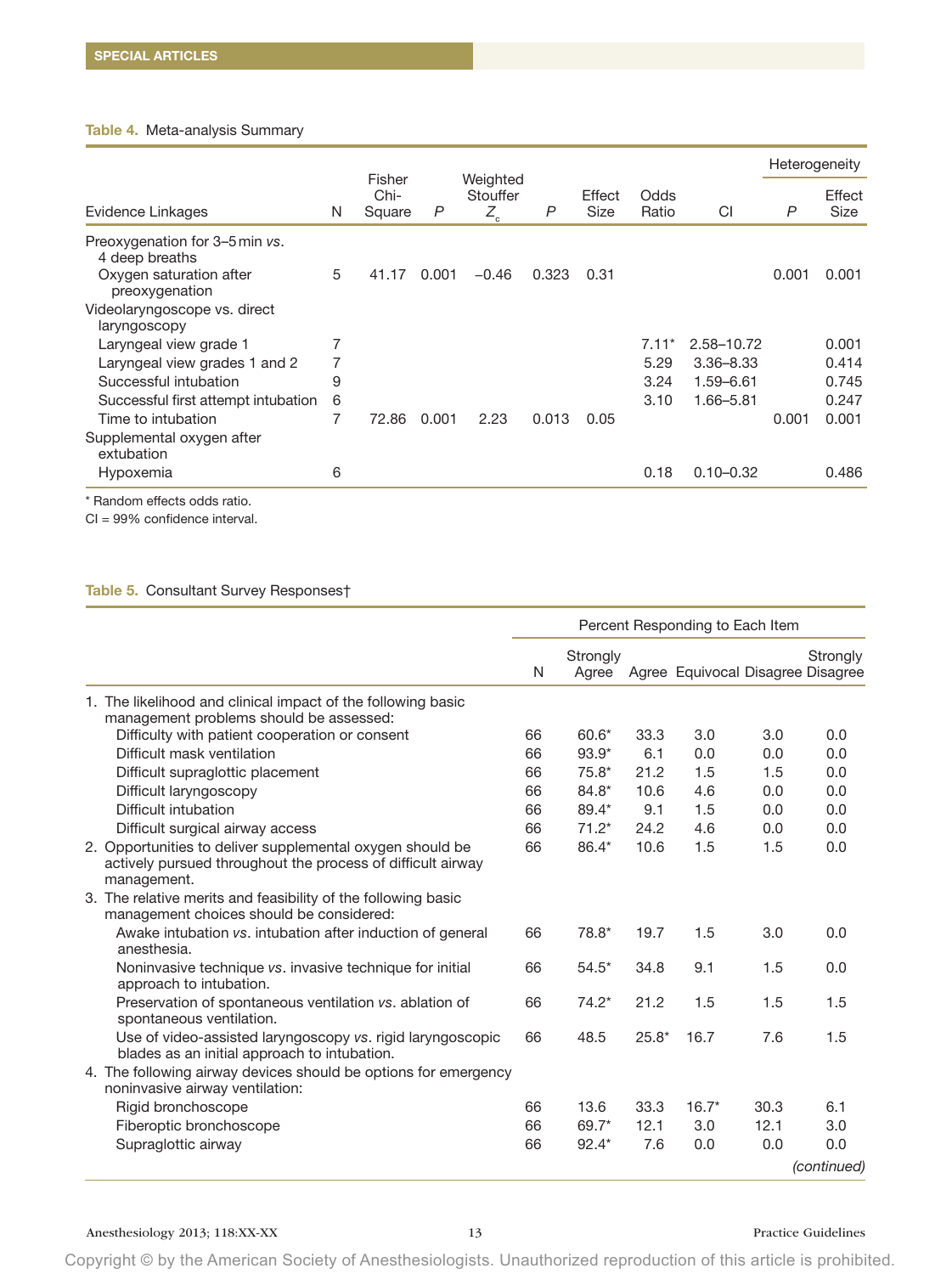**Table 4.** Meta-analysis Summary

| Evidence Linkages | N | Fisher Chi-Square | *P* | Weighted Stouffer $Z_c$ | *P* | Effect Size | Odds Ratio | CI | Heterogeneity *P* | Heterogeneity Effect Size |
|---|---|---|---|---|---|---|---|---|---|---|
| Preoxygenation for 3–5 min *vs.* 4 deep breaths | | | | | | | | | | |
| Oxygen saturation after preoxygenation | 5 | 41.17 | 0.001 | −0.46 | 0.323 | 0.31 | | | 0.001 | 0.001 |
| Videolaryngoscope vs. direct laryngoscopy | | | | | | | | | | |
| Laryngeal view grade 1 | 7 | | | | | | 7.11* | 2.58–10.72 | | 0.001 |
| Laryngeal view grades 1 and 2 | 7 | | | | | | 5.29 | 3.36–8.33 | | 0.414 |
| Successful intubation | 9 | | | | | | 3.24 | 1.59–6.61 | | 0.745 |
| Successful first attempt intubation | 6 | | | | | | 3.10 | 1.66–5.81 | | 0.247 |
| Time to intubation | 7 | 72.86 | 0.001 | 2.23 | 0.013 | 0.05 | | | 0.001 | 0.001 |
| Supplemental oxygen after extubation | | | | | | | | | | |
| Hypoxemia | 6 | | | | | | 0.18 | 0.10–0.32 | | 0.486 |

\* Random effects odds ratio.
CI = 99% confidence interval.

**Table 5.** Consultant Survey Responses†

| | N | Strongly Agree | Agree | Equivocal | Disagree | Strongly Disagree |
|---|---|---|---|---|---|---|
| 1. The likelihood and clinical impact of the following basic management problems should be assessed: | | | | | | |
| Difficulty with patient cooperation or consent | 66 | 60.6* | 33.3 | 3.0 | 3.0 | 0.0 |
| Difficult mask ventilation | 66 | 93.9* | 6.1 | 0.0 | 0.0 | 0.0 |
| Difficult supraglottic placement | 66 | 75.8* | 21.2 | 1.5 | 1.5 | 0.0 |
| Difficult laryngoscopy | 66 | 84.8* | 10.6 | 4.6 | 0.0 | 0.0 |
| Difficult intubation | 66 | 89.4* | 9.1 | 1.5 | 0.0 | 0.0 |
| Difficult surgical airway access | 66 | 71.2* | 24.2 | 4.6 | 0.0 | 0.0 |
| 2. Opportunities to deliver supplemental oxygen should be actively pursued throughout the process of difficult airway management. | 66 | 86.4* | 10.6 | 1.5 | 1.5 | 0.0 |
| 3. The relative merits and feasibility of the following basic management choices should be considered: | | | | | | |
| Awake intubation *vs.* intubation after induction of general anesthesia. | 66 | 78.8* | 19.7 | 1.5 | 3.0 | 0.0 |
| Noninvasive technique *vs.* invasive technique for initial approach to intubation. | 66 | 54.5* | 34.8 | 9.1 | 1.5 | 0.0 |
| Preservation of spontaneous ventilation *vs.* ablation of spontaneous ventilation. | 66 | 74.2* | 21.2 | 1.5 | 1.5 | 1.5 |
| Use of video-assisted laryngoscopy *vs.* rigid laryngoscopic blades as an initial approach to intubation. | 66 | 48.5 | 25.8* | 16.7 | 7.6 | 1.5 |
| 4. The following airway devices should be options for emergency noninvasive airway ventilation: | | | | | | |
| Rigid bronchoscope | 66 | 13.6 | 33.3 | 16.7* | 30.3 | 6.1 |
| Fiberoptic bronchoscope | 66 | 69.7* | 12.1 | 3.0 | 12.1 | 3.0 |
| Supraglottic airway | 66 | 92.4* | 7.6 | 0.0 | 0.0 | 0.0 |

*(continued)*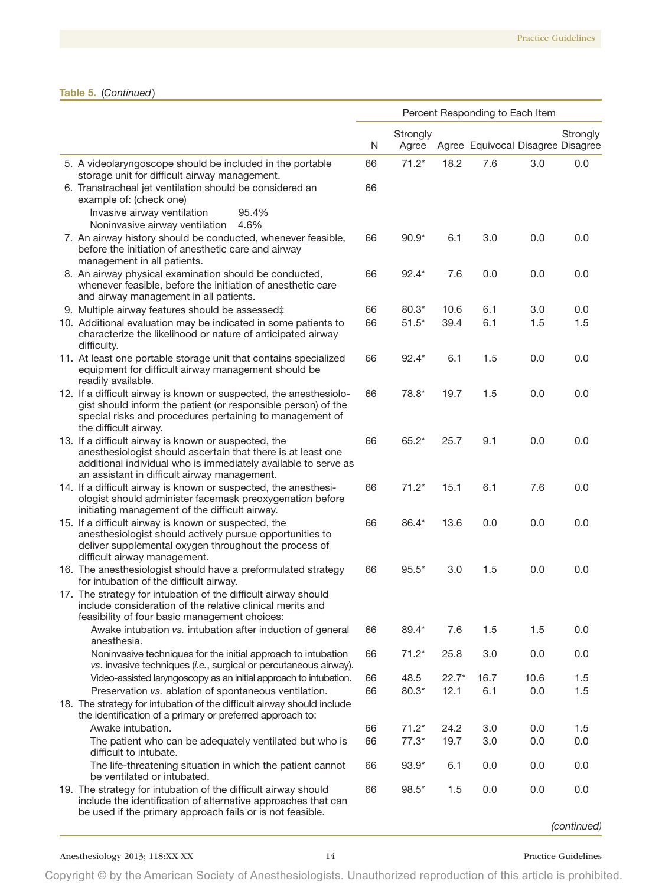**Table 5.** (*Continued*)

| | Percent Responding to Each Item | | | | | |
|---|---|---|---|---|---|---|
| | N | Strongly Agree | Agree | Equivocal | Disagree | Strongly Disagree |
| 5. A videolaryngoscope should be included in the portable storage unit for difficult airway management. | 66 | 71.2* | 18.2 | 7.6 | 3.0 | 0.0 |
| 6. Transtracheal jet ventilation should be considered an example of: (check one) | 66 | | | | | |
| Invasive airway ventilation 95.4% | | | | | | |
| Noninvasive airway ventilation 4.6% | | | | | | |
| 7. An airway history should be conducted, whenever feasible, before the initiation of anesthetic care and airway management in all patients. | 66 | 90.9* | 6.1 | 3.0 | 0.0 | 0.0 |
| 8. An airway physical examination should be conducted, whenever feasible, before the initiation of anesthetic care and airway management in all patients. | 66 | 92.4* | 7.6 | 0.0 | 0.0 | 0.0 |
| 9. Multiple airway features should be assessed‡ | 66 | 80.3* | 10.6 | 6.1 | 3.0 | 0.0 |
| 10. Additional evaluation may be indicated in some patients to characterize the likelihood or nature of anticipated airway difficulty. | 66 | 51.5* | 39.4 | 6.1 | 1.5 | 1.5 |
| 11. At least one portable storage unit that contains specialized equipment for difficult airway management should be readily available. | 66 | 92.4* | 6.1 | 1.5 | 0.0 | 0.0 |
| 12. If a difficult airway is known or suspected, the anesthesiologist should inform the patient (or responsible person) of the special risks and procedures pertaining to management of the difficult airway. | 66 | 78.8* | 19.7 | 1.5 | 0.0 | 0.0 |
| 13. If a difficult airway is known or suspected, the anesthesiologist should ascertain that there is at least one additional individual who is immediately available to serve as an assistant in difficult airway management. | 66 | 65.2* | 25.7 | 9.1 | 0.0 | 0.0 |
| 14. If a difficult airway is known or suspected, the anesthesiologist should administer facemask preoxygenation before initiating management of the difficult airway. | 66 | 71.2* | 15.1 | 6.1 | 7.6 | 0.0 |
| 15. If a difficult airway is known or suspected, the anesthesiologist should actively pursue opportunities to deliver supplemental oxygen throughout the process of difficult airway management. | 66 | 86.4* | 13.6 | 0.0 | 0.0 | 0.0 |
| 16. The anesthesiologist should have a preformulated strategy for intubation of the difficult airway. | 66 | 95.5* | 3.0 | 1.5 | 0.0 | 0.0 |
| 17. The strategy for intubation of the difficult airway should include consideration of the relative clinical merits and feasibility of four basic management choices: | | | | | | |
| Awake intubation *vs.* intubation after induction of general anesthesia. | 66 | 89.4* | 7.6 | 1.5 | 1.5 | 0.0 |
| Noninvasive techniques for the initial approach to intubation *vs*. invasive techniques (*i.e.*, surgical or percutaneous airway). | 66 | 71.2* | 25.8 | 3.0 | 0.0 | 0.0 |
| Video-assisted laryngoscopy as an initial approach to intubation. | 66 | 48.5 | 22.7* | 16.7 | 10.6 | 1.5 |
| Preservation *vs.* ablation of spontaneous ventilation. | 66 | 80.3* | 12.1 | 6.1 | 0.0 | 1.5 |
| 18. The strategy for intubation of the difficult airway should include the identification of a primary or preferred approach to: | | | | | | |
| Awake intubation. | 66 | 71.2* | 24.2 | 3.0 | 0.0 | 1.5 |
| The patient who can be adequately ventilated but who is difficult to intubate. | 66 | 77.3* | 19.7 | 3.0 | 0.0 | 0.0 |
| The life-threatening situation in which the patient cannot be ventilated or intubated. | 66 | 93.9* | 6.1 | 0.0 | 0.0 | 0.0 |
| 19. The strategy for intubation of the difficult airway should include the identification of alternative approaches that can be used if the primary approach fails or is not feasible. | 66 | 98.5* | 1.5 | 0.0 | 0.0 | 0.0 |

*(continued)*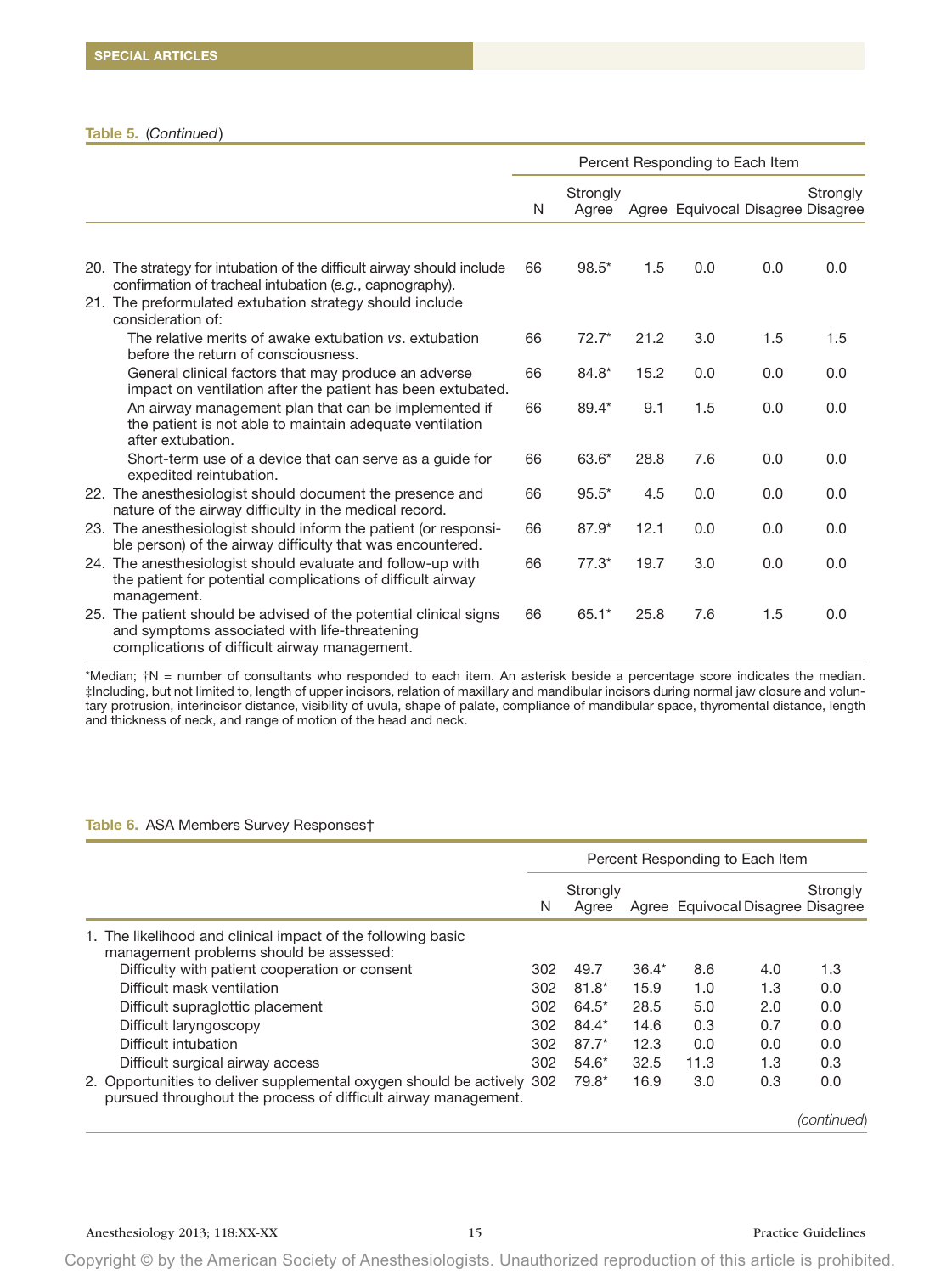**Table 5.** (*Continued*)

| | N | Strongly Agree | Agree | Equivocal | Disagree | Strongly Disagree |
|---|---|---|---|---|---|---|
| | | Percent Responding to Each Item | | | | |
| 20. The strategy for intubation of the difficult airway should include confirmation of tracheal intubation (*e.g.*, capnography). | 66 | 98.5* | 1.5 | 0.0 | 0.0 | 0.0 |
| 21. The preformulated extubation strategy should include consideration of: | | | | | | |
| The relative merits of awake extubation *vs.* extubation before the return of consciousness. | 66 | 72.7* | 21.2 | 3.0 | 1.5 | 1.5 |
| General clinical factors that may produce an adverse impact on ventilation after the patient has been extubated. | 66 | 84.8* | 15.2 | 0.0 | 0.0 | 0.0 |
| An airway management plan that can be implemented if the patient is not able to maintain adequate ventilation after extubation. | 66 | 89.4* | 9.1 | 1.5 | 0.0 | 0.0 |
| Short-term use of a device that can serve as a guide for expedited reintubation. | 66 | 63.6* | 28.8 | 7.6 | 0.0 | 0.0 |
| 22. The anesthesiologist should document the presence and nature of the airway difficulty in the medical record. | 66 | 95.5* | 4.5 | 0.0 | 0.0 | 0.0 |
| 23. The anesthesiologist should inform the patient (or responsible person) of the airway difficulty that was encountered. | 66 | 87.9* | 12.1 | 0.0 | 0.0 | 0.0 |
| 24. The anesthesiologist should evaluate and follow-up with the patient for potential complications of difficult airway management. | 66 | 77.3* | 19.7 | 3.0 | 0.0 | 0.0 |
| 25. The patient should be advised of the potential clinical signs and symptoms associated with life-threatening complications of difficult airway management. | 66 | 65.1* | 25.8 | 7.6 | 1.5 | 0.0 |

*Median; †N = number of consultants who responded to each item. An asterisk beside a percentage score indicates the median. ‡Including, but not limited to, length of upper incisors, relation of maxillary and mandibular incisors during normal jaw closure and voluntary protrusion, interincisor distance, visibility of uvula, shape of palate, compliance of mandibular space, thyromental distance, length and thickness of neck, and range of motion of the head and neck.

**Table 6.** ASA Members Survey Responses†

| | N | Strongly Agree | Agree | Equivocal | Disagree | Strongly Disagree |
|---|---|---|---|---|---|---|
| | | Percent Responding to Each Item | | | | |
| 1. The likelihood and clinical impact of the following basic management problems should be assessed: | | | | | | |
| Difficulty with patient cooperation or consent | 302 | 49.7 | 36.4* | 8.6 | 4.0 | 1.3 |
| Difficult mask ventilation | 302 | 81.8* | 15.9 | 1.0 | 1.3 | 0.0 |
| Difficult supraglottic placement | 302 | 64.5* | 28.5 | 5.0 | 2.0 | 0.0 |
| Difficult laryngoscopy | 302 | 84.4* | 14.6 | 0.3 | 0.7 | 0.0 |
| Difficult intubation | 302 | 87.7* | 12.3 | 0.0 | 0.0 | 0.0 |
| Difficult surgical airway access | 302 | 54.6* | 32.5 | 11.3 | 1.3 | 0.3 |
| 2. Opportunities to deliver supplemental oxygen should be actively pursued throughout the process of difficult airway management. | 302 | 79.8* | 16.9 | 3.0 | 0.3 | 0.0 |

(*continued*)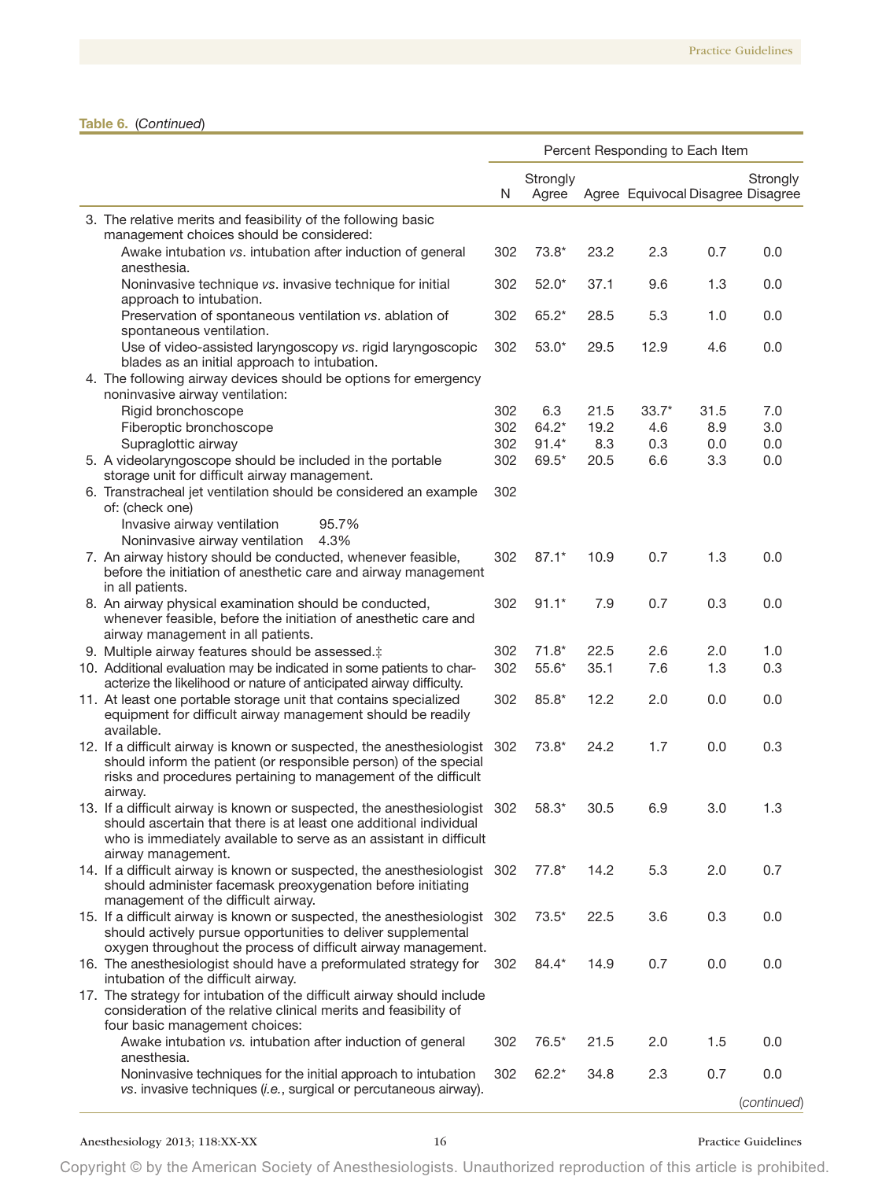**Table 6.** (*Continued*)

| | N | Percent Responding to Each Item: Strongly Agree | Agree | Equivocal | Disagree | Strongly Disagree |
|---|---|---|---|---|---|---|
| 3. The relative merits and feasibility of the following basic management choices should be considered: | | | | | | |
| Awake intubation *vs*. intubation after induction of general anesthesia. | 302 | 73.8* | 23.2 | 2.3 | 0.7 | 0.0 |
| Noninvasive technique *vs*. invasive technique for initial approach to intubation. | 302 | 52.0* | 37.1 | 9.6 | 1.3 | 0.0 |
| Preservation of spontaneous ventilation *vs*. ablation of spontaneous ventilation. | 302 | 65.2* | 28.5 | 5.3 | 1.0 | 0.0 |
| Use of video-assisted laryngoscopy *vs*. rigid laryngoscopic blades as an initial approach to intubation. | 302 | 53.0* | 29.5 | 12.9 | 4.6 | 0.0 |
| 4. The following airway devices should be options for emergency noninvasive airway ventilation: | | | | | | |
| Rigid bronchoscope | 302 | 6.3 | 21.5 | 33.7* | 31.5 | 7.0 |
| Fiberoptic bronchoscope | 302 | 64.2* | 19.2 | 4.6 | 8.9 | 3.0 |
| Supraglottic airway | 302 | 91.4* | 8.3 | 0.3 | 0.0 | 0.0 |
| 5. A videolaryngoscope should be included in the portable storage unit for difficult airway management. | 302 | 69.5* | 20.5 | 6.6 | 3.3 | 0.0 |
| 6. Transtracheal jet ventilation should be considered an example of: (check one) | 302 | | | | | |
| Invasive airway ventilation 95.7% | | | | | | |
| Noninvasive airway ventilation 4.3% | | | | | | |
| 7. An airway history should be conducted, whenever feasible, before the initiation of anesthetic care and airway management in all patients. | 302 | 87.1* | 10.9 | 0.7 | 1.3 | 0.0 |
| 8. An airway physical examination should be conducted, whenever feasible, before the initiation of anesthetic care and airway management in all patients. | 302 | 91.1* | 7.9 | 0.7 | 0.3 | 0.0 |
| 9. Multiple airway features should be assessed.‡ | 302 | 71.8* | 22.5 | 2.6 | 2.0 | 1.0 |
| 10. Additional evaluation may be indicated in some patients to characterize the likelihood or nature of anticipated airway difficulty. | 302 | 55.6* | 35.1 | 7.6 | 1.3 | 0.3 |
| 11. At least one portable storage unit that contains specialized equipment for difficult airway management should be readily available. | 302 | 85.8* | 12.2 | 2.0 | 0.0 | 0.0 |
| 12. If a difficult airway is known or suspected, the anesthesiologist should inform the patient (or responsible person) of the special risks and procedures pertaining to management of the difficult airway. | 302 | 73.8* | 24.2 | 1.7 | 0.0 | 0.3 |
| 13. If a difficult airway is known or suspected, the anesthesiologist should ascertain that there is at least one additional individual who is immediately available to serve as an assistant in difficult airway management. | 302 | 58.3* | 30.5 | 6.9 | 3.0 | 1.3 |
| 14. If a difficult airway is known or suspected, the anesthesiologist should administer facemask preoxygenation before initiating management of the difficult airway. | 302 | 77.8* | 14.2 | 5.3 | 2.0 | 0.7 |
| 15. If a difficult airway is known or suspected, the anesthesiologist should actively pursue opportunities to deliver supplemental oxygen throughout the process of difficult airway management. | 302 | 73.5* | 22.5 | 3.6 | 0.3 | 0.0 |
| 16. The anesthesiologist should have a preformulated strategy for intubation of the difficult airway. | 302 | 84.4* | 14.9 | 0.7 | 0.0 | 0.0 |
| 17. The strategy for intubation of the difficult airway should include consideration of the relative clinical merits and feasibility of four basic management choices: | | | | | | |
| Awake intubation *vs.* intubation after induction of general anesthesia. | 302 | 76.5* | 21.5 | 2.0 | 1.5 | 0.0 |
| Noninvasive techniques for the initial approach to intubation *vs.* invasive techniques (*i.e.*, surgical or percutaneous airway). | 302 | 62.2* | 34.8 | 2.3 | 0.7 | 0.0 |

(*continued*)

Copyright © by the American Society of Anesthesiologists. Unauthorized reproduction of this article is prohibited.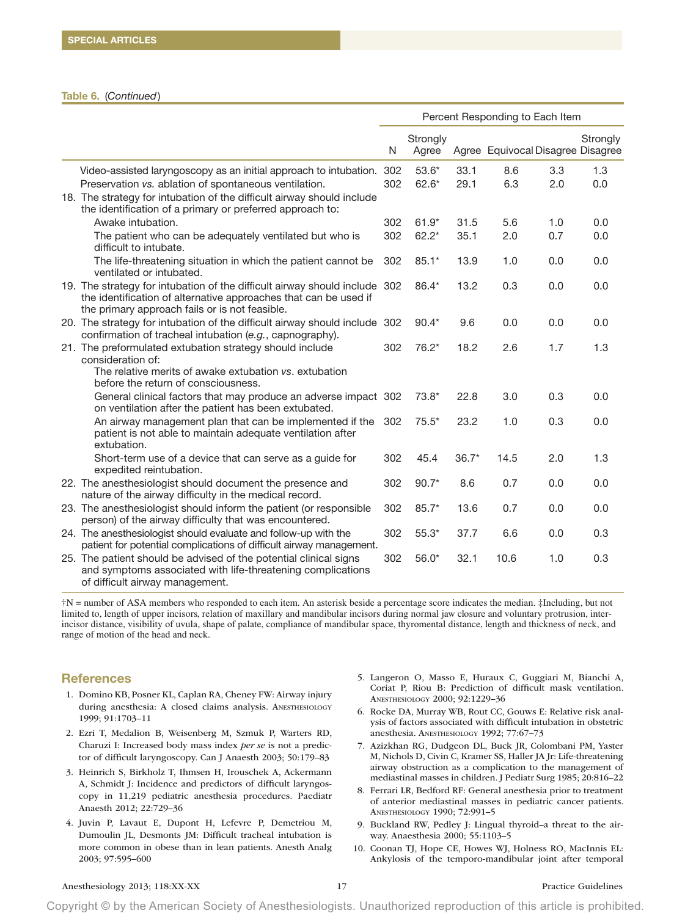**Table 6.** (*Continued*)

| | Percent Responding to Each Item | | | | | |
|---|---|---|---|---|---|---|
| | N | Strongly Agree | Agree | Equivocal | Disagree | Strongly Disagree |
| Video-assisted laryngoscopy as an initial approach to intubation. | 302 | 53.6* | 33.1 | 8.6 | 3.3 | 1.3 |
| Preservation *vs.* ablation of spontaneous ventilation. | 302 | 62.6* | 29.1 | 6.3 | 2.0 | 0.0 |
| 18. The strategy for intubation of the difficult airway should include the identification of a primary or preferred approach to: | | | | | | |
| Awake intubation. | 302 | 61.9* | 31.5 | 5.6 | 1.0 | 0.0 |
| The patient who can be adequately ventilated but who is difficult to intubate. | 302 | 62.2* | 35.1 | 2.0 | 0.7 | 0.0 |
| The life-threatening situation in which the patient cannot be ventilated or intubated. | 302 | 85.1* | 13.9 | 1.0 | 0.0 | 0.0 |
| 19. The strategy for intubation of the difficult airway should include the identification of alternative approaches that can be used if the primary approach fails or is not feasible. | 302 | 86.4* | 13.2 | 0.3 | 0.0 | 0.0 |
| 20. The strategy for intubation of the difficult airway should include confirmation of tracheal intubation (*e.g.*, capnography). | 302 | 90.4* | 9.6 | 0.0 | 0.0 | 0.0 |
| 21. The preformulated extubation strategy should include consideration of: The relative merits of awake extubation *vs.* extubation before the return of consciousness. | 302 | 76.2* | 18.2 | 2.6 | 1.7 | 1.3 |
| General clinical factors that may produce an adverse impact on ventilation after the patient has been extubated. | 302 | 73.8* | 22.8 | 3.0 | 0.3 | 0.0 |
| An airway management plan that can be implemented if the patient is not able to maintain adequate ventilation after extubation. | 302 | 75.5* | 23.2 | 1.0 | 0.3 | 0.0 |
| Short-term use of a device that can serve as a guide for expedited reintubation. | 302 | 45.4 | 36.7* | 14.5 | 2.0 | 1.3 |
| 22. The anesthesiologist should document the presence and nature of the airway difficulty in the medical record. | 302 | 90.7* | 8.6 | 0.7 | 0.0 | 0.0 |
| 23. The anesthesiologist should inform the patient (or responsible person) of the airway difficulty that was encountered. | 302 | 85.7* | 13.6 | 0.7 | 0.0 | 0.0 |
| 24. The anesthesiologist should evaluate and follow-up with the patient for potential complications of difficult airway management. | 302 | 55.3* | 37.7 | 6.6 | 0.0 | 0.3 |
| 25. The patient should be advised of the potential clinical signs and symptoms associated with life-threatening complications of difficult airway management. | 302 | 56.0* | 32.1 | 10.6 | 1.0 | 0.3 |

†N = number of ASA members who responded to each item. An asterisk beside a percentage score indicates the median. ‡Including, but not limited to, length of upper incisors, relation of maxillary and mandibular incisors during normal jaw closure and voluntary protrusion, interincisor distance, visibility of uvula, shape of palate, compliance of mandibular space, thyromental distance, length and thickness of neck, and range of motion of the head and neck.

## References

1. Domino KB, Posner KL, Caplan RA, Cheney FW: Airway injury during anesthesia: A closed claims analysis. Anesthesiology 1999; 91:1703–11
2. Ezri T, Medalion B, Weisenberg M, Szmuk P, Warters RD, Charuzi I: Increased body mass index *per se* is not a predictor of difficult laryngoscopy. Can J Anaesth 2003; 50:179–83
3. Heinrich S, Birkholz T, Ihmsen H, Irouschek A, Ackermann A, Schmidt J: Incidence and predictors of difficult laryngoscopy in 11,219 pediatric anesthesia procedures. Paediatr Anaesth 2012; 22:729–36
4. Juvin P, Lavaut E, Dupont H, Lefevre P, Demetriou M, Dumoulin JL, Desmonts JM: Difficult tracheal intubation is more common in obese than in lean patients. Anesth Analg 2003; 97:595–600
5. Langeron O, Masso E, Huraux C, Guggiari M, Bianchi A, Coriat P, Riou B: Prediction of difficult mask ventilation. Anesthesiology 2000; 92:1229–36
6. Rocke DA, Murray WB, Rout CC, Gouws E: Relative risk analysis of factors associated with difficult intubation in obstetric anesthesia. Anesthesiology 1992; 77:67–73
7. Azizkhan RG, Dudgeon DL, Buck JR, Colombani PM, Yaster M, Nichols D, Civin C, Kramer SS, Haller JA Jr: Life-threatening airway obstruction as a complication to the management of mediastinal masses in children. J Pediatr Surg 1985; 20:816–22
8. Ferrari LR, Bedford RF: General anesthesia prior to treatment of anterior mediastinal masses in pediatric cancer patients. Anesthesiology 1990; 72:991–5
9. Buckland RW, Pedley J: Lingual thyroid–a threat to the airway. Anaesthesia 2000; 55:1103–5
10. Coonan TJ, Hope CE, Howes WJ, Holness RO, MacInnis EL: Ankylosis of the temporo-mandibular joint after temporal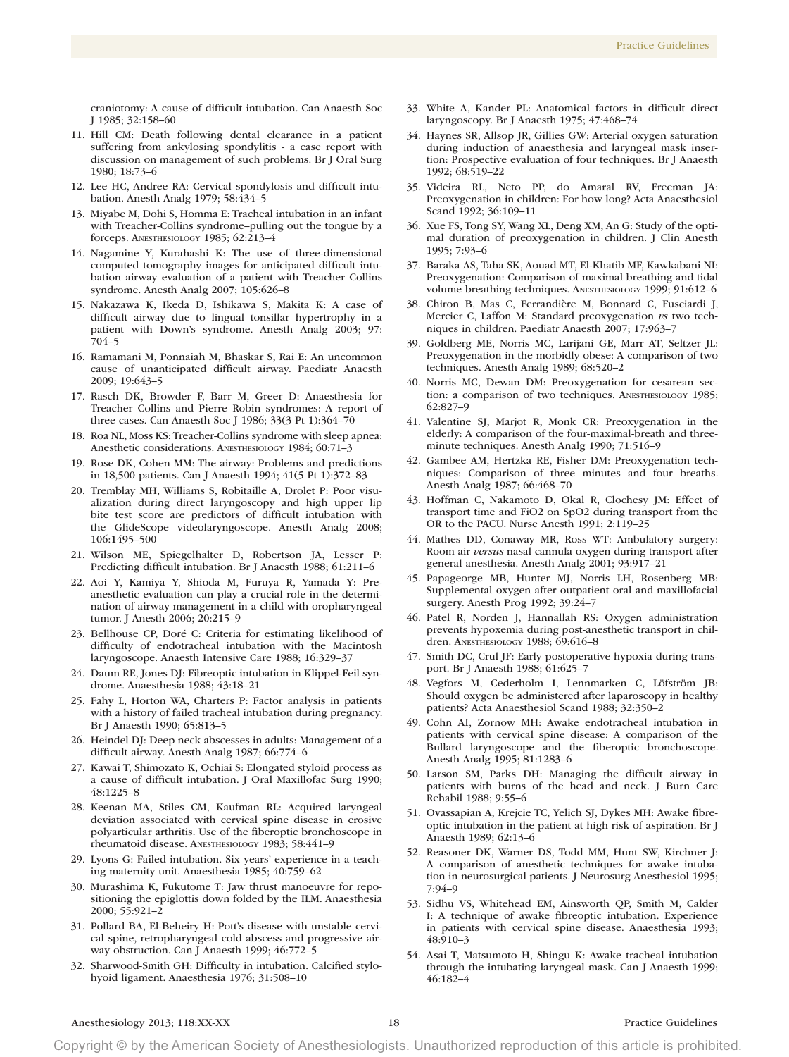craniotomy: A cause of difficult intubation. Can Anaesth Soc J 1985; 32:158–60

11. Hill CM: Death following dental clearance in a patient suffering from ankylosing spondylitis - a case report with discussion on management of such problems. Br J Oral Surg 1980; 18:73–6
12. Lee HC, Andree RA: Cervical spondylosis and difficult intubation. Anesth Analg 1979; 58:434–5
13. Miyabe M, Dohi S, Homma E: Tracheal intubation in an infant with Treacher-Collins syndrome–pulling out the tongue by a forceps. Anesthesiology 1985; 62:213–4
14. Nagamine Y, Kurahashi K: The use of three-dimensional computed tomography images for anticipated difficult intubation airway evaluation of a patient with Treacher Collins syndrome. Anesth Analg 2007; 105:626–8
15. Nakazawa K, Ikeda D, Ishikawa S, Makita K: A case of difficult airway due to lingual tonsillar hypertrophy in a patient with Down's syndrome. Anesth Analg 2003; 97:704–5
16. Ramamani M, Ponnaiah M, Bhaskar S, Rai E: An uncommon cause of unanticipated difficult airway. Paediatr Anaesth 2009; 19:643–5
17. Rasch DK, Browder F, Barr M, Greer D: Anaesthesia for Treacher Collins and Pierre Robin syndromes: A report of three cases. Can Anaesth Soc J 1986; 33(3 Pt 1):364–70
18. Roa NL, Moss KS: Treacher-Collins syndrome with sleep apnea: Anesthetic considerations. Anesthesiology 1984; 60:71–3
19. Rose DK, Cohen MM: The airway: Problems and predictions in 18,500 patients. Can J Anaesth 1994; 41(5 Pt 1):372–83
20. Tremblay MH, Williams S, Robitaille A, Drolet P: Poor visualization during direct laryngoscopy and high upper lip bite test score are predictors of difficult intubation with the GlideScope videolaryngoscope. Anesth Analg 2008; 106:1495–500
21. Wilson ME, Spiegelhalter D, Robertson JA, Lesser P: Predicting difficult intubation. Br J Anaesth 1988; 61:211–6
22. Aoi Y, Kamiya Y, Shioda M, Furuya R, Yamada Y: Pre-anesthetic evaluation can play a crucial role in the determination of airway management in a child with oropharyngeal tumor. J Anesth 2006; 20:215–9
23. Bellhouse CP, Doré C: Criteria for estimating likelihood of difficulty of endotracheal intubation with the Macintosh laryngoscope. Anaesth Intensive Care 1988; 16:329–37
24. Daum RE, Jones DJ: Fibreoptic intubation in Klippel-Feil syndrome. Anaesthesia 1988; 43:18–21
25. Fahy L, Horton WA, Charters P: Factor analysis in patients with a history of failed tracheal intubation during pregnancy. Br J Anaesth 1990; 65:813–5
26. Heindel DJ: Deep neck abscesses in adults: Management of a difficult airway. Anesth Analg 1987; 66:774–6
27. Kawai T, Shimozato K, Ochiai S: Elongated styloid process as a cause of difficult intubation. J Oral Maxillofac Surg 1990; 48:1225–8
28. Keenan MA, Stiles CM, Kaufman RL: Acquired laryngeal deviation associated with cervical spine disease in erosive polyarticular arthritis. Use of the fiberoptic bronchoscope in rheumatoid disease. Anesthesiology 1983; 58:441–9
29. Lyons G: Failed intubation. Six years' experience in a teaching maternity unit. Anaesthesia 1985; 40:759–62
30. Murashima K, Fukutome T: Jaw thrust manoeuvre for repositioning the epiglottis down folded by the ILM. Anaesthesia 2000; 55:921–2
31. Pollard BA, El-Beheiry H: Pott's disease with unstable cervical spine, retropharyngeal cold abscess and progressive airway obstruction. Can J Anaesth 1999; 46:772–5
32. Sharwood-Smith GH: Difficulty in intubation. Calcified stylohyoid ligament. Anaesthesia 1976; 31:508–10
33. White A, Kander PL: Anatomical factors in difficult direct laryngoscopy. Br J Anaesth 1975; 47:468–74
34. Haynes SR, Allsop JR, Gillies GW: Arterial oxygen saturation during induction of anaesthesia and laryngeal mask insertion: Prospective evaluation of four techniques. Br J Anaesth 1992; 68:519–22
35. Videira RL, Neto PP, do Amaral RV, Freeman JA: Preoxygenation in children: For how long? Acta Anaesthesiol Scand 1992; 36:109–11
36. Xue FS, Tong SY, Wang XL, Deng XM, An G: Study of the optimal duration of preoxygenation in children. J Clin Anesth 1995; 7:93–6
37. Baraka AS, Taha SK, Aouad MT, El-Khatib MF, Kawkabani NI: Preoxygenation: Comparison of maximal breathing and tidal volume breathing techniques. Anesthesiology 1999; 91:612–6
38. Chiron B, Mas C, Ferrandière M, Bonnard C, Fusciardi J, Mercier C, Laffon M: Standard preoxygenation *vs* two techniques in children. Paediatr Anaesth 2007; 17:963–7
39. Goldberg ME, Norris MC, Larijani GE, Marr AT, Seltzer JL: Preoxygenation in the morbidly obese: A comparison of two techniques. Anesth Analg 1989; 68:520–2
40. Norris MC, Dewan DM: Preoxygenation for cesarean section: a comparison of two techniques. Anesthesiology 1985; 62:827–9
41. Valentine SJ, Marjot R, Monk CR: Preoxygenation in the elderly: A comparison of the four-maximal-breath and three-minute techniques. Anesth Analg 1990; 71:516–9
42. Gambee AM, Hertzka RE, Fisher DM: Preoxygenation techniques: Comparison of three minutes and four breaths. Anesth Analg 1987; 66:468–70
43. Hoffman C, Nakamoto D, Okal R, Clochesy JM: Effect of transport time and FiO2 on SpO2 during transport from the OR to the PACU. Nurse Anesth 1991; 2:119–25
44. Mathes DD, Conaway MR, Ross WT: Ambulatory surgery: Room air *versus* nasal cannula oxygen during transport after general anesthesia. Anesth Analg 2001; 93:917–21
45. Papageorge MB, Hunter MJ, Norris LH, Rosenberg MB: Supplemental oxygen after outpatient oral and maxillofacial surgery. Anesth Prog 1992; 39:24–7
46. Patel R, Norden J, Hannallah RS: Oxygen administration prevents hypoxemia during post-anesthetic transport in children. Anesthesiology 1988; 69:616–8
47. Smith DC, Crul JF: Early postoperative hypoxia during transport. Br J Anaesth 1988; 61:625–7
48. Vegfors M, Cederholm I, Lennmarken C, Löfström JB: Should oxygen be administered after laparoscopy in healthy patients? Acta Anaesthesiol Scand 1988; 32:350–2
49. Cohn AI, Zornow MH: Awake endotracheal intubation in patients with cervical spine disease: A comparison of the Bullard laryngoscope and the fiberoptic bronchoscope. Anesth Analg 1995; 81:1283–6
50. Larson SM, Parks DH: Managing the difficult airway in patients with burns of the head and neck. J Burn Care Rehabil 1988; 9:55–6
51. Ovassapian A, Krejcie TC, Yelich SJ, Dykes MH: Awake fibreoptic intubation in the patient at high risk of aspiration. Br J Anaesth 1989; 62:13–6
52. Reasoner DK, Warner DS, Todd MM, Hunt SW, Kirchner J: A comparison of anesthetic techniques for awake intubation in neurosurgical patients. J Neurosurg Anesthesiol 1995; 7:94–9
53. Sidhu VS, Whitehead EM, Ainsworth QP, Smith M, Calder I: A technique of awake fibreoptic intubation. Experience in patients with cervical spine disease. Anaesthesia 1993; 48:910–3
54. Asai T, Matsumoto H, Shingu K: Awake tracheal intubation through the intubating laryngeal mask. Can J Anaesth 1999; 46:182–4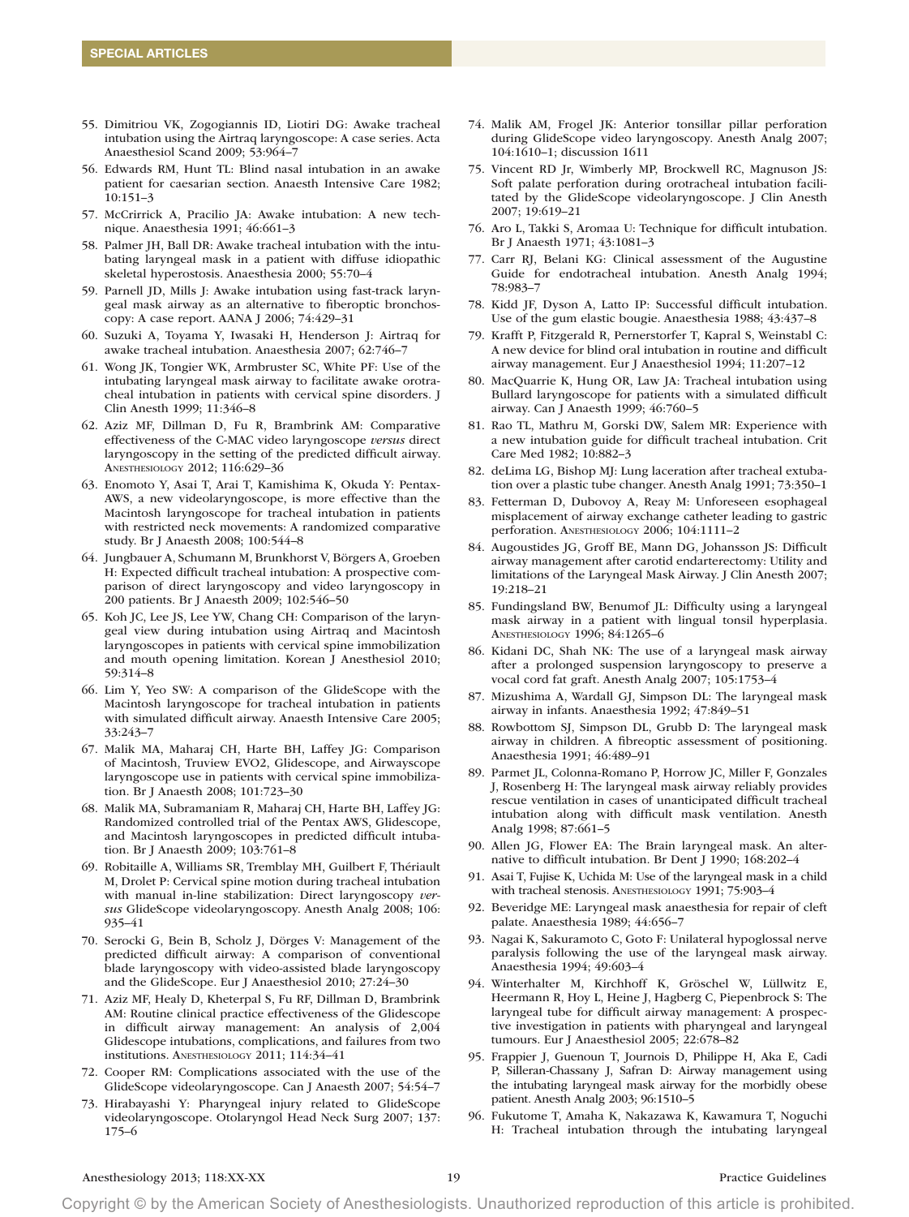55. Dimitriou VK, Zogogiannis ID, Liotiri DG: Awake tracheal intubation using the Airtraq laryngoscope: A case series. Acta Anaesthesiol Scand 2009; 53:964–7
56. Edwards RM, Hunt TL: Blind nasal intubation in an awake patient for caesarian section. Anaesth Intensive Care 1982; 10:151–3
57. McCrirrick A, Pracilio JA: Awake intubation: A new technique. Anaesthesia 1991; 46:661–3
58. Palmer JH, Ball DR: Awake tracheal intubation with the intubating laryngeal mask in a patient with diffuse idiopathic skeletal hyperostosis. Anaesthesia 2000; 55:70–4
59. Parnell JD, Mills J: Awake intubation using fast-track laryngeal mask airway as an alternative to fiberoptic bronchoscopy: A case report. AANA J 2006; 74:429–31
60. Suzuki A, Toyama Y, Iwasaki H, Henderson J: Airtraq for awake tracheal intubation. Anaesthesia 2007; 62:746–7
61. Wong JK, Tongier WK, Armbruster SC, White PF: Use of the intubating laryngeal mask airway to facilitate awake orotracheal intubation in patients with cervical spine disorders. J Clin Anesth 1999; 11:346–8
62. Aziz MF, Dillman D, Fu R, Brambrink AM: Comparative effectiveness of the C-MAC video laryngoscope *versus* direct laryngoscopy in the setting of the predicted difficult airway. Anesthesiology 2012; 116:629–36
63. Enomoto Y, Asai T, Arai T, Kamishima K, Okuda Y: Pentax-AWS, a new videolaryngoscope, is more effective than the Macintosh laryngoscope for tracheal intubation in patients with restricted neck movements: A randomized comparative study. Br J Anaesth 2008; 100:544–8
64. Jungbauer A, Schumann M, Brunkhorst V, Börgers A, Groeben H: Expected difficult tracheal intubation: A prospective comparison of direct laryngoscopy and video laryngoscopy in 200 patients. Br J Anaesth 2009; 102:546–50
65. Koh JC, Lee JS, Lee YW, Chang CH: Comparison of the laryngeal view during intubation using Airtraq and Macintosh laryngoscopes in patients with cervical spine immobilization and mouth opening limitation. Korean J Anesthesiol 2010; 59:314–8
66. Lim Y, Yeo SW: A comparison of the GlideScope with the Macintosh laryngoscope for tracheal intubation in patients with simulated difficult airway. Anaesth Intensive Care 2005; 33:243–7
67. Malik MA, Maharaj CH, Harte BH, Laffey JG: Comparison of Macintosh, Truview EVO2, Glidescope, and Airwayscope laryngoscope use in patients with cervical spine immobilization. Br J Anaesth 2008; 101:723–30
68. Malik MA, Subramaniam R, Maharaj CH, Harte BH, Laffey JG: Randomized controlled trial of the Pentax AWS, Glidescope, and Macintosh laryngoscopes in predicted difficult intubation. Br J Anaesth 2009; 103:761–8
69. Robitaille A, Williams SR, Tremblay MH, Guilbert F, Thériault M, Drolet P: Cervical spine motion during tracheal intubation with manual in-line stabilization: Direct laryngoscopy *versus* GlideScope videolaryngoscopy. Anesth Analg 2008; 106:935–41
70. Serocki G, Bein B, Scholz J, Dörges V: Management of the predicted difficult airway: A comparison of conventional blade laryngoscopy with video-assisted blade laryngoscopy and the GlideScope. Eur J Anaesthesiol 2010; 27:24–30
71. Aziz MF, Healy D, Kheterpal S, Fu RF, Dillman D, Brambrink AM: Routine clinical practice effectiveness of the Glidescope in difficult airway management: An analysis of 2,004 Glidescope intubations, complications, and failures from two institutions. Anesthesiology 2011; 114:34–41
72. Cooper RM: Complications associated with the use of the GlideScope videolaryngoscope. Can J Anaesth 2007; 54:54–7
73. Hirabayashi Y: Pharyngeal injury related to GlideScope videolaryngoscope. Otolaryngol Head Neck Surg 2007; 137:175–6
74. Malik AM, Frogel JK: Anterior tonsillar pillar perforation during GlideScope video laryngoscopy. Anesth Analg 2007; 104:1610–1; discussion 1611
75. Vincent RD Jr, Wimberly MP, Brockwell RC, Magnuson JS: Soft palate perforation during orotracheal intubation facilitated by the GlideScope videolaryngoscope. J Clin Anesth 2007; 19:619–21
76. Aro L, Takki S, Aromaa U: Technique for difficult intubation. Br J Anaesth 1971; 43:1081–3
77. Carr RJ, Belani KG: Clinical assessment of the Augustine Guide for endotracheal intubation. Anesth Analg 1994; 78:983–7
78. Kidd JF, Dyson A, Latto IP: Successful difficult intubation. Use of the gum elastic bougie. Anaesthesia 1988; 43:437–8
79. Krafft P, Fitzgerald R, Pernerstorfer T, Kapral S, Weinstabl C: A new device for blind oral intubation in routine and difficult airway management. Eur J Anaesthesiol 1994; 11:207–12
80. MacQuarrie K, Hung OR, Law JA: Tracheal intubation using Bullard laryngoscope for patients with a simulated difficult airway. Can J Anaesth 1999; 46:760–5
81. Rao TL, Mathru M, Gorski DW, Salem MR: Experience with a new intubation guide for difficult tracheal intubation. Crit Care Med 1982; 10:882–3
82. deLima LG, Bishop MJ: Lung laceration after tracheal extubation over a plastic tube changer. Anesth Analg 1991; 73:350–1
83. Fetterman D, Dubovoy A, Reay M: Unforeseen esophageal misplacement of airway exchange catheter leading to gastric perforation. Anesthesiology 2006; 104:1111–2
84. Augoustides JG, Groff BE, Mann DG, Johansson JS: Difficult airway management after carotid endarterectomy: Utility and limitations of the Laryngeal Mask Airway. J Clin Anesth 2007; 19:218–21
85. Fundingsland BW, Benumof JL: Difficulty using a laryngeal mask airway in a patient with lingual tonsil hyperplasia. Anesthesiology 1996; 84:1265–6
86. Kidani DC, Shah NK: The use of a laryngeal mask airway after a prolonged suspension laryngoscopy to preserve a vocal cord fat graft. Anesth Analg 2007; 105:1753–4
87. Mizushima A, Wardall GJ, Simpson DL: The laryngeal mask airway in infants. Anaesthesia 1992; 47:849–51
88. Rowbottom SJ, Simpson DL, Grubb D: The laryngeal mask airway in children. A fibreoptic assessment of positioning. Anaesthesia 1991; 46:489–91
89. Parmet JL, Colonna-Romano P, Horrow JC, Miller F, Gonzales J, Rosenberg H: The laryngeal mask airway reliably provides rescue ventilation in cases of unanticipated difficult tracheal intubation along with difficult mask ventilation. Anesth Analg 1998; 87:661–5
90. Allen JG, Flower EA: The Brain laryngeal mask. An alternative to difficult intubation. Br Dent J 1990; 168:202–4
91. Asai T, Fujise K, Uchida M: Use of the laryngeal mask in a child with tracheal stenosis. Anesthesiology 1991; 75:903–4
92. Beveridge ME: Laryngeal mask anaesthesia for repair of cleft palate. Anaesthesia 1989; 44:656–7
93. Nagai K, Sakuramoto C, Goto F: Unilateral hypoglossal nerve paralysis following the use of the laryngeal mask airway. Anaesthesia 1994; 49:603–4
94. Winterhalter M, Kirchhoff K, Gröschel W, Lüllwitz E, Heermann R, Hoy L, Heine J, Hagberg C, Piepenbrock S: The laryngeal tube for difficult airway management: A prospective investigation in patients with pharyngeal and laryngeal tumours. Eur J Anaesthesiol 2005; 22:678–82
95. Frappier J, Guenoun T, Journois D, Philippe H, Aka E, Cadi P, Silleran-Chassany J, Safran D: Airway management using the intubating laryngeal mask airway for the morbidly obese patient. Anesth Analg 2003; 96:1510–5
96. Fukutome T, Amaha K, Nakazawa K, Kawamura T, Noguchi H: Tracheal intubation through the intubating laryngeal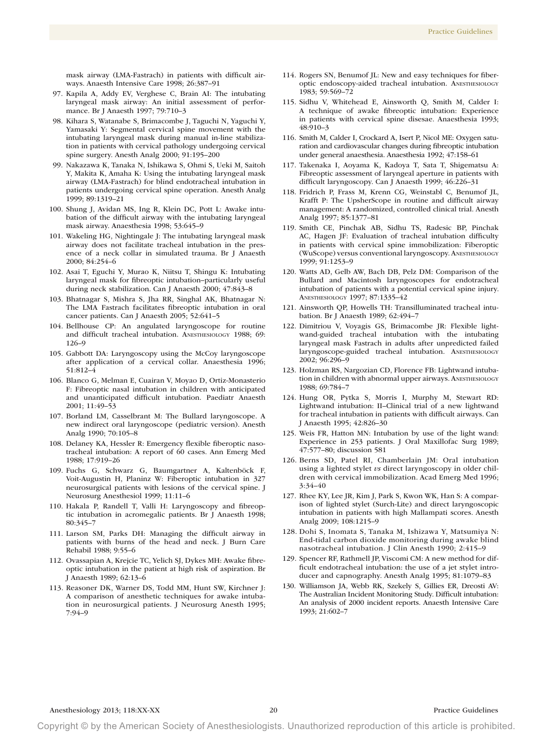mask airway (LMA-Fastrach) in patients with difficult airways. Anaesth Intensive Care 1998; 26:387–91

97. Kapila A, Addy EV, Verghese C, Brain AI: The intubating laryngeal mask airway: An initial assessment of performance. Br J Anaesth 1997; 79:710–3
98. Kihara S, Watanabe S, Brimacombe J, Taguchi N, Yaguchi Y, Yamasaki Y: Segmental cervical spine movement with the intubating laryngeal mask during manual in-line stabilization in patients with cervical pathology undergoing cervical spine surgery. Anesth Analg 2000; 91:195–200
99. Nakazawa K, Tanaka N, Ishikawa S, Ohmi S, Ueki M, Saitoh Y, Makita K, Amaha K: Using the intubating laryngeal mask airway (LMA-Fastrach) for blind endotracheal intubation in patients undergoing cervical spine operation. Anesth Analg 1999; 89:1319–21
100. Shung J, Avidan MS, Ing R, Klein DC, Pott L: Awake intubation of the difficult airway with the intubating laryngeal mask airway. Anaesthesia 1998; 53:645–9
101. Wakeling HG, Nightingale J: The intubating laryngeal mask airway does not facilitate tracheal intubation in the presence of a neck collar in simulated trauma. Br J Anaesth 2000; 84:254–6
102. Asai T, Eguchi Y, Murao K, Niitsu T, Shingu K: Intubating laryngeal mask for fibreoptic intubation–particularly useful during neck stabilization. Can J Anaesth 2000; 47:843–8
103. Bhatnagar S, Mishra S, Jha RR, Singhal AK, Bhatnagar N: The LMA Fastrach facilitates fibreoptic intubation in oral cancer patients. Can J Anaesth 2005; 52:641–5
104. Bellhouse CP: An angulated laryngoscope for routine and difficult tracheal intubation. Anesthesiology 1988; 69:126–9
105. Gabbott DA: Laryngoscopy using the McCoy laryngoscope after application of a cervical collar. Anaesthesia 1996; 51:812–4
106. Blanco G, Melman E, Cuairan V, Moyao D, Ortiz-Monasterio F: Fibreoptic nasal intubation in children with anticipated and unanticipated difficult intubation. Paediatr Anaesth 2001; 11:49–53
107. Borland LM, Casselbrant M: The Bullard laryngoscope. A new indirect oral laryngoscope (pediatric version). Anesth Analg 1990; 70:105–8
108. Delaney KA, Hessler R: Emergency flexible fiberoptic nasotracheal intubation: A report of 60 cases. Ann Emerg Med 1988; 17:919–26
109. Fuchs G, Schwarz G, Baumgartner A, Kaltenböck F, Voit-Augustin H, Planinz W: Fiberoptic intubation in 327 neurosurgical patients with lesions of the cervical spine. J Neurosurg Anesthesiol 1999; 11:11–6
110. Hakala P, Randell T, Valli H: Laryngoscopy and fibreoptic intubation in acromegalic patients. Br J Anaesth 1998; 80:345–7
111. Larson SM, Parks DH: Managing the difficult airway in patients with burns of the head and neck. J Burn Care Rehabil 1988; 9:55–6
112. Ovassapian A, Krejcie TC, Yelich SJ, Dykes MH: Awake fibreoptic intubation in the patient at high risk of aspiration. Br J Anaesth 1989; 62:13–6
113. Reasoner DK, Warner DS, Todd MM, Hunt SW, Kirchner J: A comparison of anesthetic techniques for awake intubation in neurosurgical patients. J Neurosurg Anesth 1995; 7:94–9
114. Rogers SN, Benumof JL: New and easy techniques for fiberoptic endoscopy-aided tracheal intubation. Anesthesiology 1983; 59:569–72
115. Sidhu V, Whitehead E, Ainsworth Q, Smith M, Calder I: A technique of awake fibreoptic intubation: Experience in patients with cervical spine disesae. Anaesthesia 1993; 48:910–3
116. Smith M, Calder I, Crockard A, Isert P, Nicol ME: Oxygen saturation and cardiovascular changes during fibreoptic intubation under general anaesthesia. Anaesthesia 1992; 47:158–61
117. Takenaka I, Aoyama K, Kadoya T, Sata T, Shigematsu A: Fibreoptic assessment of laryngeal aperture in patients with difficult laryngoscopy. Can J Anaesth 1999; 46:226–31
118. Fridrich P, Frass M, Krenn CG, Weinstabl C, Benumof JL, Krafft P: The UpsherScope in routine and difficult airway management: A randomized, controlled clinical trial. Anesth Analg 1997; 85:1377–81
119. Smith CE, Pinchak AB, Sidhu TS, Radesic BP, Pinchak AC, Hagen JF: Evaluation of tracheal intubation difficulty in patients with cervical spine immobilization: Fiberoptic (WuScope) versus conventional laryngoscopy. Anesthesiology 1999; 91:1253–9
120. Watts AD, Gelb AW, Bach DB, Pelz DM: Comparison of the Bullard and Macintosh laryngoscopes for endotracheal intubation of patients with a potential cervical spine injury. Anesthesiology 1997; 87:1335–42
121. Ainsworth QP, Howells TH: Transilluminated tracheal intubation. Br J Anaesth 1989; 62:494–7
122. Dimitriou V, Voyagis GS, Brimacombe JR: Flexible lightwand-guided tracheal intubation with the intubating laryngeal mask Fastrach in adults after unpredicted failed laryngoscope-guided tracheal intubation. Anesthesiology 2002; 96:296–9
123. Holzman RS, Nargozian CD, Florence FB: Lightwand intubation in children with abnormal upper airways. Anesthesiology 1988; 69:784–7
124. Hung OR, Pytka S, Morris I, Murphy M, Stewart RD: Lightwand intubation: II–Clinical trial of a new lightwand for tracheal intubation in patients with difficult airways. Can J Anaesth 1995; 42:826–30
125. Weis FR, Hatton MN: Intubation by use of the light wand: Experience in 253 patients. J Oral Maxillofac Surg 1989; 47:577–80; discussion 581
126. Berns SD, Patel RI, Chamberlain JM: Oral intubation using a lighted stylet *vs* direct laryngoscopy in older children with cervical immobilization. Acad Emerg Med 1996; 3:34–40
127. Rhee KY, Lee JR, Kim J, Park S, Kwon WK, Han S: A comparison of lighted stylet (Surch-Lite) and direct laryngoscopic intubation in patients with high Mallampati scores. Anesth Analg 2009; 108:1215–9
128. Dohi S, Inomata S, Tanaka M, Ishizawa Y, Matsumiya N: End-tidal carbon dioxide monitoring during awake blind nasotracheal intubation. J Clin Anesth 1990; 2:415–9
129. Spencer RF, Rathmell JP, Viscomi CM: A new method for difficult endotracheal intubation: the use of a jet stylet introducer and capnography. Anesth Analg 1995; 81:1079–83
130. Williamson JA, Webb RK, Szekely S, Gillies ER, Dreosti AV: The Australian Incident Monitoring Study. Difficult intubation: An analysis of 2000 incident reports. Anaesth Intensive Care 1993; 21:602–7